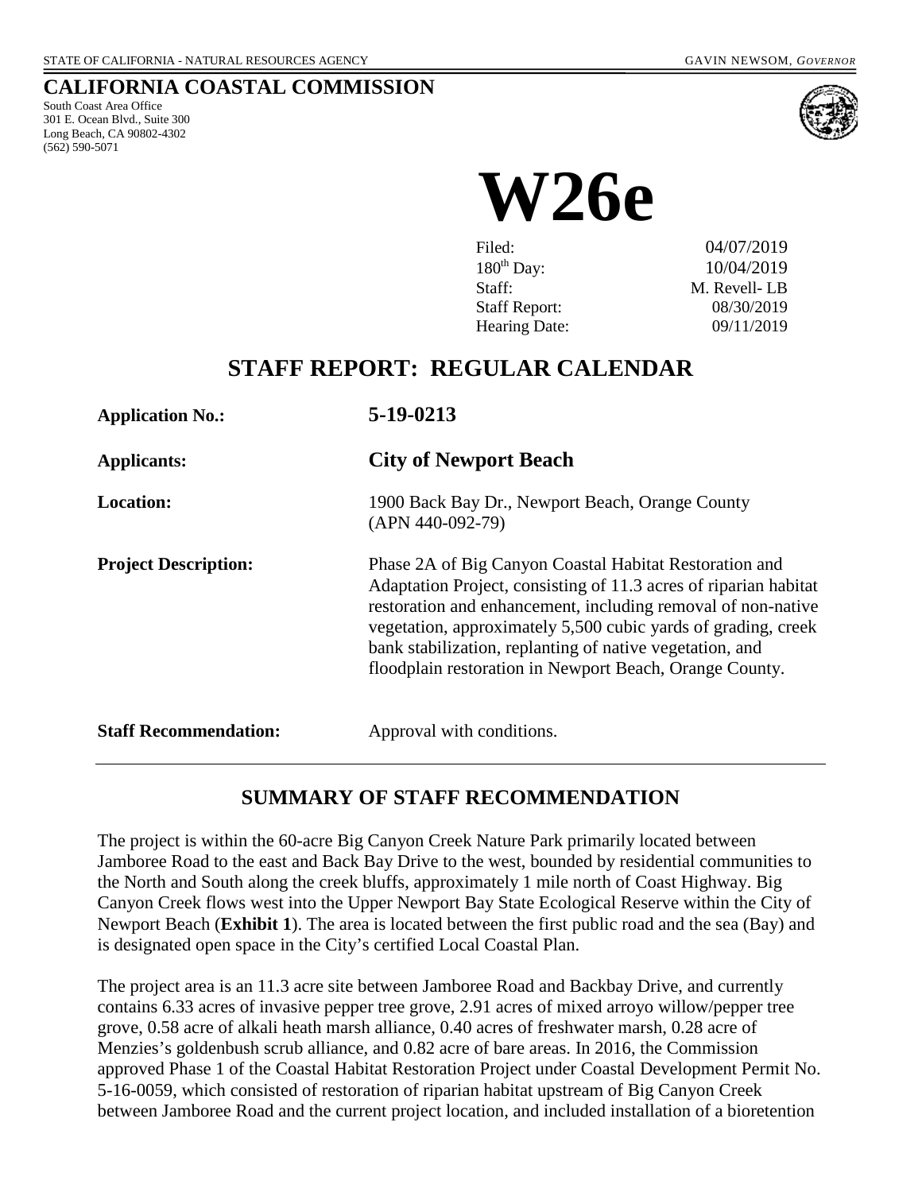STATE OF CALIFORNIA - NATURAL RESOURCES AGENCY GAVIN NEWSOM, *GOVERNOR*

# CALIFORNIA COASTAL COMMISSION

South Coast Area Office
301 E. Ocean Blvd., Suite 300
Long Beach, CA 90802-4302
(562) 590-5071

# W26e

| | |
|---|---|
| Filed: | 04/07/2019 |
| 180th Day: | 10/04/2019 |
| Staff: | M. Revell- LB |
| Staff Report: | 08/30/2019 |
| Hearing Date: | 09/11/2019 |

## STAFF REPORT: REGULAR CALENDAR

**Application No.:** **5-19-0213**

**Applicants:** **City of Newport Beach**

**Location:** 1900 Back Bay Dr., Newport Beach, Orange County (APN 440-092-79)

**Project Description:** Phase 2A of Big Canyon Coastal Habitat Restoration and Adaptation Project, consisting of 11.3 acres of riparian habitat restoration and enhancement, including removal of non-native vegetation, approximately 5,500 cubic yards of grading, creek bank stabilization, replanting of native vegetation, and floodplain restoration in Newport Beach, Orange County.

**Staff Recommendation:** Approval with conditions.

## SUMMARY OF STAFF RECOMMENDATION

The project is within the 60-acre Big Canyon Creek Nature Park primarily located between Jamboree Road to the east and Back Bay Drive to the west, bounded by residential communities to the North and South along the creek bluffs, approximately 1 mile north of Coast Highway. Big Canyon Creek flows west into the Upper Newport Bay State Ecological Reserve within the City of Newport Beach (**Exhibit 1**). The area is located between the first public road and the sea (Bay) and is designated open space in the City's certified Local Coastal Plan.

The project area is an 11.3 acre site between Jamboree Road and Backbay Drive, and currently contains 6.33 acres of invasive pepper tree grove, 2.91 acres of mixed arroyo willow/pepper tree grove, 0.58 acre of alkali heath marsh alliance, 0.40 acres of freshwater marsh, 0.28 acre of Menzies's goldenbush scrub alliance, and 0.82 acre of bare areas. In 2016, the Commission approved Phase 1 of the Coastal Habitat Restoration Project under Coastal Development Permit No. 5-16-0059, which consisted of restoration of riparian habitat upstream of Big Canyon Creek between Jamboree Road and the current project location, and included installation of a bioretention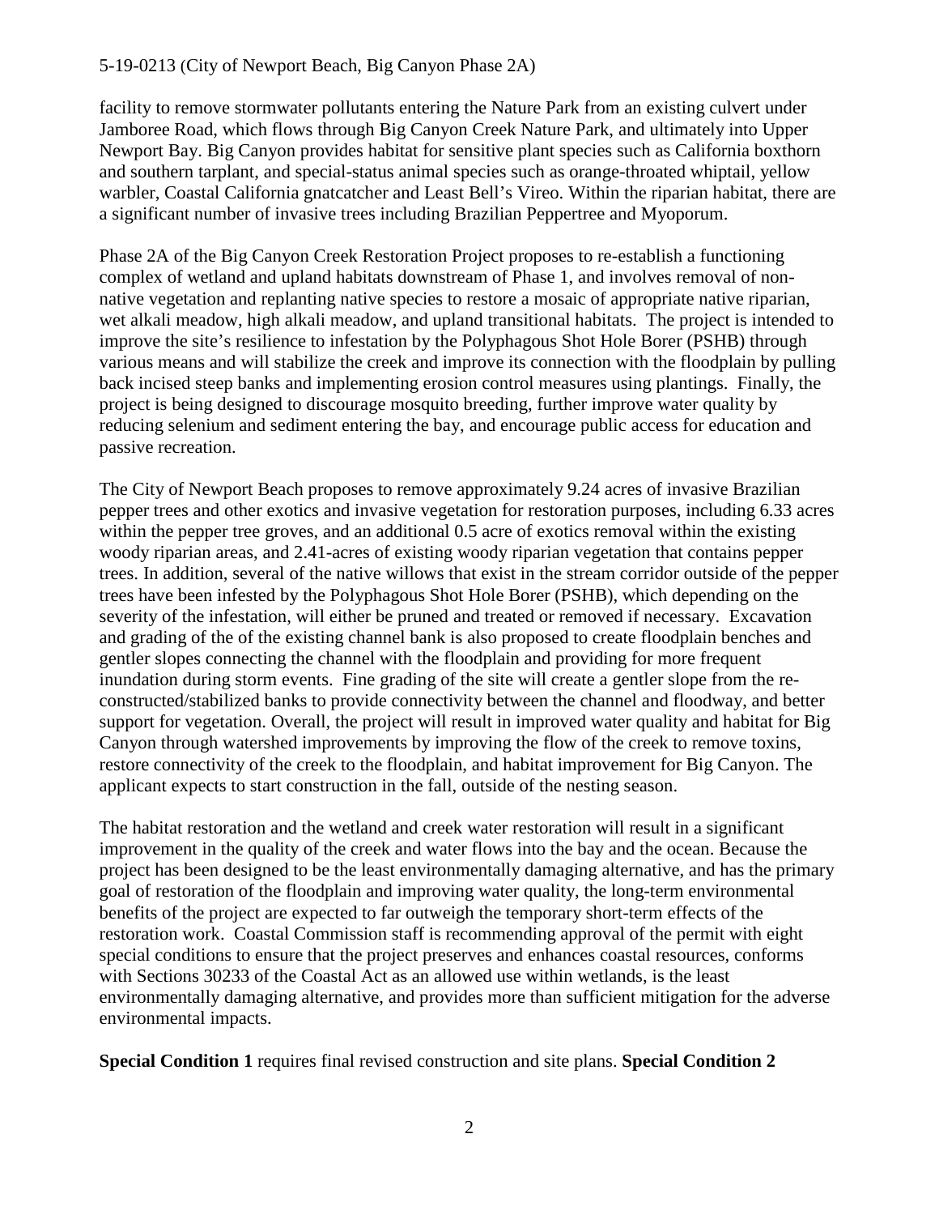facility to remove stormwater pollutants entering the Nature Park from an existing culvert under Jamboree Road, which flows through Big Canyon Creek Nature Park, and ultimately into Upper Newport Bay. Big Canyon provides habitat for sensitive plant species such as California boxthorn and southern tarplant, and special-status animal species such as orange-throated whiptail, yellow warbler, Coastal California gnatcatcher and Least Bell's Vireo. Within the riparian habitat, there are a significant number of invasive trees including Brazilian Peppertree and Myoporum.

Phase 2A of the Big Canyon Creek Restoration Project proposes to re-establish a functioning complex of wetland and upland habitats downstream of Phase 1, and involves removal of non-native vegetation and replanting native species to restore a mosaic of appropriate native riparian, wet alkali meadow, high alkali meadow, and upland transitional habitats. The project is intended to improve the site's resilience to infestation by the Polyphagous Shot Hole Borer (PSHB) through various means and will stabilize the creek and improve its connection with the floodplain by pulling back incised steep banks and implementing erosion control measures using plantings. Finally, the project is being designed to discourage mosquito breeding, further improve water quality by reducing selenium and sediment entering the bay, and encourage public access for education and passive recreation.

The City of Newport Beach proposes to remove approximately 9.24 acres of invasive Brazilian pepper trees and other exotics and invasive vegetation for restoration purposes, including 6.33 acres within the pepper tree groves, and an additional 0.5 acre of exotics removal within the existing woody riparian areas, and 2.41-acres of existing woody riparian vegetation that contains pepper trees. In addition, several of the native willows that exist in the stream corridor outside of the pepper trees have been infested by the Polyphagous Shot Hole Borer (PSHB), which depending on the severity of the infestation, will either be pruned and treated or removed if necessary. Excavation and grading of the of the existing channel bank is also proposed to create floodplain benches and gentler slopes connecting the channel with the floodplain and providing for more frequent inundation during storm events. Fine grading of the site will create a gentler slope from the re-constructed/stabilized banks to provide connectivity between the channel and floodway, and better support for vegetation. Overall, the project will result in improved water quality and habitat for Big Canyon through watershed improvements by improving the flow of the creek to remove toxins, restore connectivity of the creek to the floodplain, and habitat improvement for Big Canyon. The applicant expects to start construction in the fall, outside of the nesting season.

The habitat restoration and the wetland and creek water restoration will result in a significant improvement in the quality of the creek and water flows into the bay and the ocean. Because the project has been designed to be the least environmentally damaging alternative, and has the primary goal of restoration of the floodplain and improving water quality, the long-term environmental benefits of the project are expected to far outweigh the temporary short-term effects of the restoration work. Coastal Commission staff is recommending approval of the permit with eight special conditions to ensure that the project preserves and enhances coastal resources, conforms with Sections 30233 of the Coastal Act as an allowed use within wetlands, is the least environmentally damaging alternative, and provides more than sufficient mitigation for the adverse environmental impacts.

**Special Condition 1** requires final revised construction and site plans. **Special Condition 2**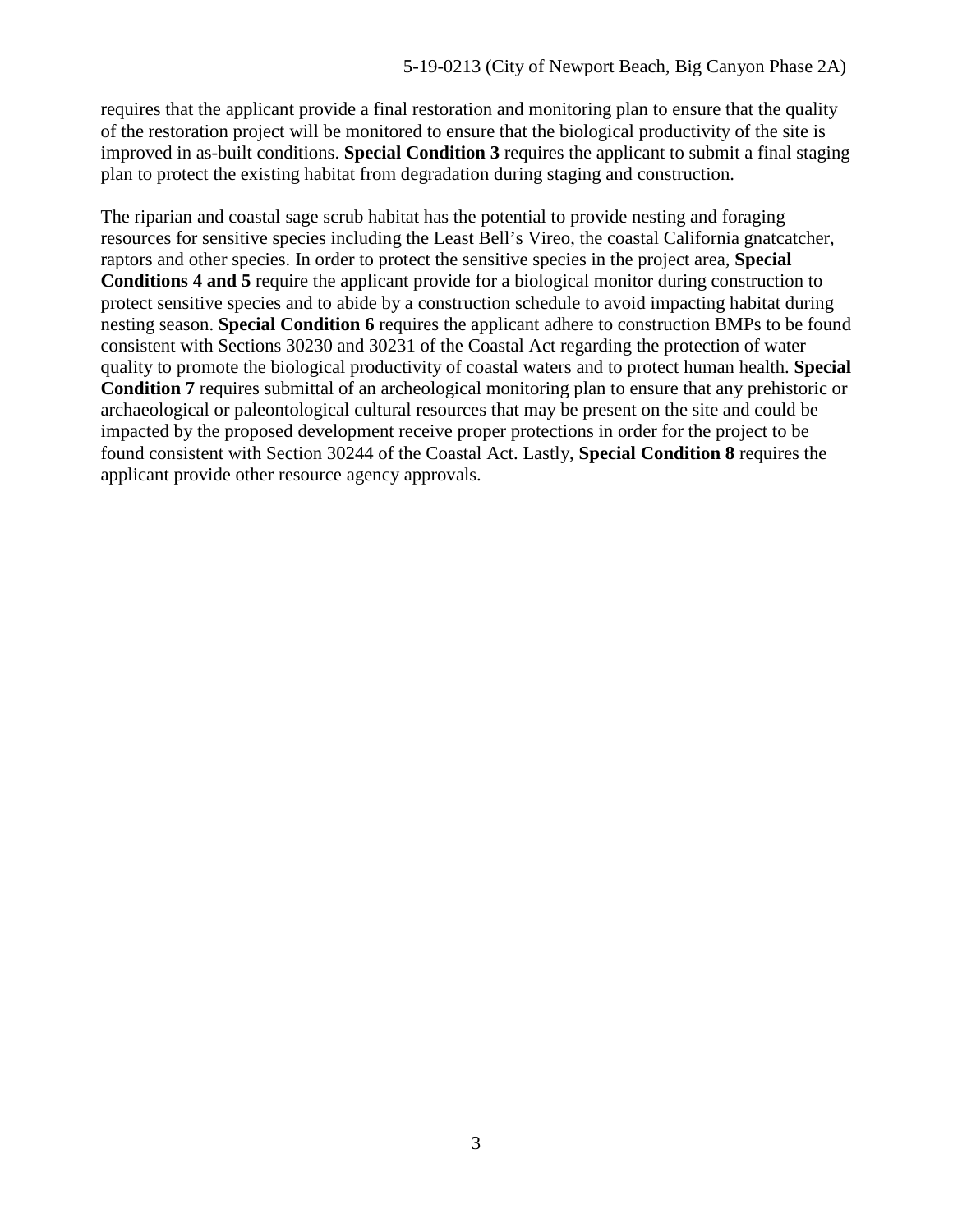requires that the applicant provide a final restoration and monitoring plan to ensure that the quality of the restoration project will be monitored to ensure that the biological productivity of the site is improved in as-built conditions. **Special Condition 3** requires the applicant to submit a final staging plan to protect the existing habitat from degradation during staging and construction.

The riparian and coastal sage scrub habitat has the potential to provide nesting and foraging resources for sensitive species including the Least Bell's Vireo, the coastal California gnatcatcher, raptors and other species. In order to protect the sensitive species in the project area, **Special Conditions 4 and 5** require the applicant provide for a biological monitor during construction to protect sensitive species and to abide by a construction schedule to avoid impacting habitat during nesting season. **Special Condition 6** requires the applicant adhere to construction BMPs to be found consistent with Sections 30230 and 30231 of the Coastal Act regarding the protection of water quality to promote the biological productivity of coastal waters and to protect human health. **Special Condition 7** requires submittal of an archeological monitoring plan to ensure that any prehistoric or archaeological or paleontological cultural resources that may be present on the site and could be impacted by the proposed development receive proper protections in order for the project to be found consistent with Section 30244 of the Coastal Act. Lastly, **Special Condition 8** requires the applicant provide other resource agency approvals.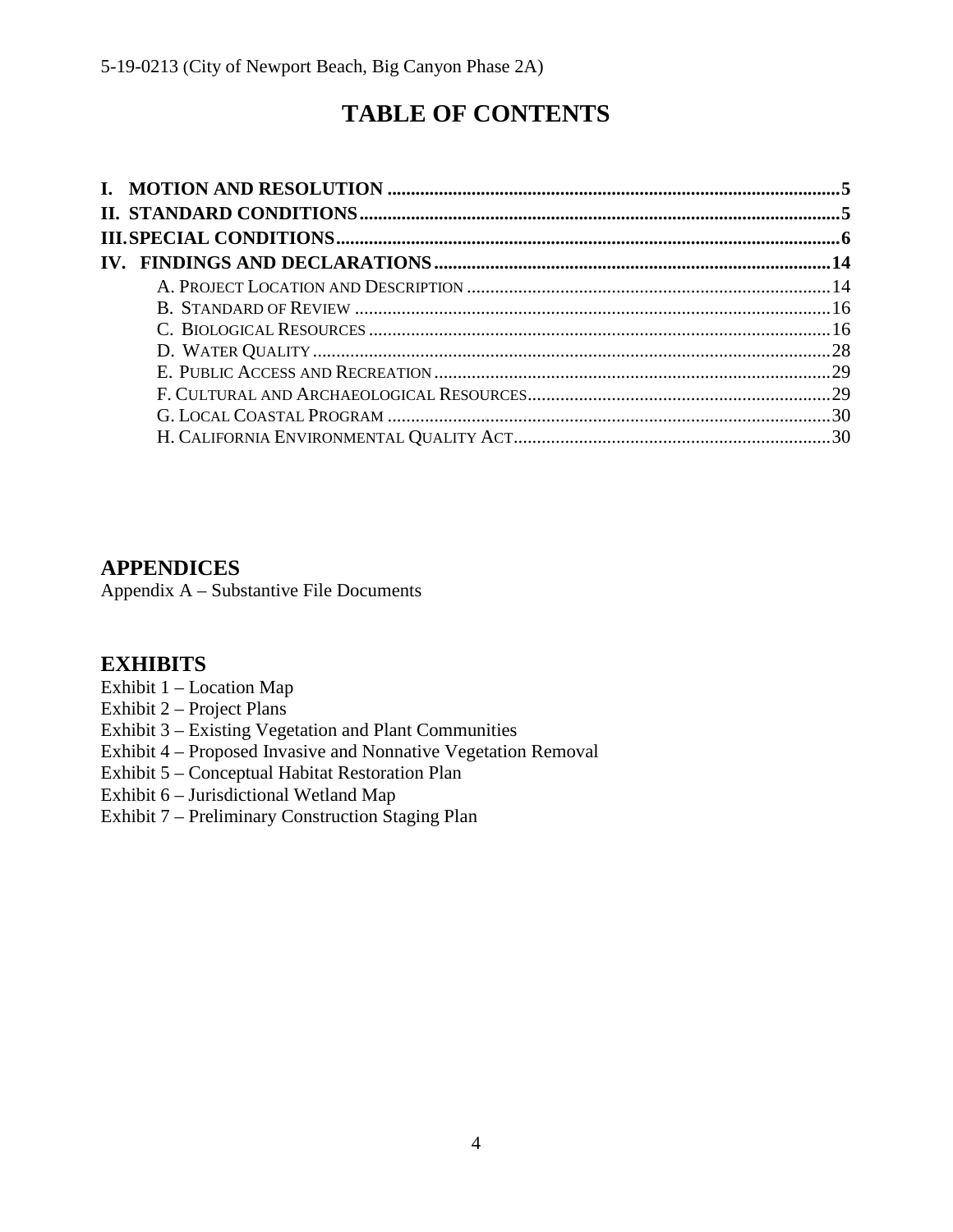# TABLE OF CONTENTS

**I. MOTION AND RESOLUTION ....... 5**

**II. STANDARD CONDITIONS ....... 5**

**III. SPECIAL CONDITIONS ....... 6**

**IV. FINDINGS AND DECLARATIONS ....... 14**

- A. Project Location and Description ....... 14
- B. Standard of Review ....... 16
- C. Biological Resources ....... 16
- D. Water Quality ....... 28
- E. Public Access and Recreation ....... 29
- F. Cultural and Archaeological Resources ....... 29
- G. Local Coastal Program ....... 30
- H. California Environmental Quality Act ....... 30

## APPENDICES

Appendix A – Substantive File Documents

## EXHIBITS

Exhibit 1 – Location Map
Exhibit 2 – Project Plans
Exhibit 3 – Existing Vegetation and Plant Communities
Exhibit 4 – Proposed Invasive and Nonnative Vegetation Removal
Exhibit 5 – Conceptual Habitat Restoration Plan
Exhibit 6 – Jurisdictional Wetland Map
Exhibit 7 – Preliminary Construction Staging Plan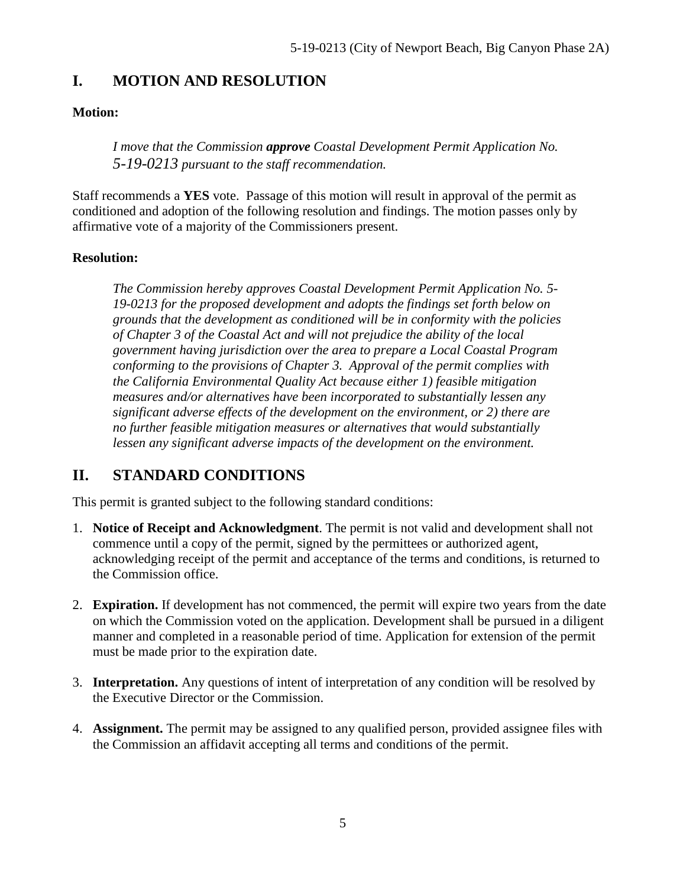## I. MOTION AND RESOLUTION

**Motion:**

> *I move that the Commission **approve** Coastal Development Permit Application No. 5-19-0213 pursuant to the staff recommendation.*

Staff recommends a **YES** vote. Passage of this motion will result in approval of the permit as conditioned and adoption of the following resolution and findings. The motion passes only by affirmative vote of a majority of the Commissioners present.

**Resolution:**

> *The Commission hereby approves Coastal Development Permit Application No. 5-19-0213 for the proposed development and adopts the findings set forth below on grounds that the development as conditioned will be in conformity with the policies of Chapter 3 of the Coastal Act and will not prejudice the ability of the local government having jurisdiction over the area to prepare a Local Coastal Program conforming to the provisions of Chapter 3. Approval of the permit complies with the California Environmental Quality Act because either 1) feasible mitigation measures and/or alternatives have been incorporated to substantially lessen any significant adverse effects of the development on the environment, or 2) there are no further feasible mitigation measures or alternatives that would substantially lessen any significant adverse impacts of the development on the environment.*

## II. STANDARD CONDITIONS

This permit is granted subject to the following standard conditions:

1. **Notice of Receipt and Acknowledgment**. The permit is not valid and development shall not commence until a copy of the permit, signed by the permittees or authorized agent, acknowledging receipt of the permit and acceptance of the terms and conditions, is returned to the Commission office.

2. **Expiration.** If development has not commenced, the permit will expire two years from the date on which the Commission voted on the application. Development shall be pursued in a diligent manner and completed in a reasonable period of time. Application for extension of the permit must be made prior to the expiration date.

3. **Interpretation.** Any questions of intent of interpretation of any condition will be resolved by the Executive Director or the Commission.

4. **Assignment.** The permit may be assigned to any qualified person, provided assignee files with the Commission an affidavit accepting all terms and conditions of the permit.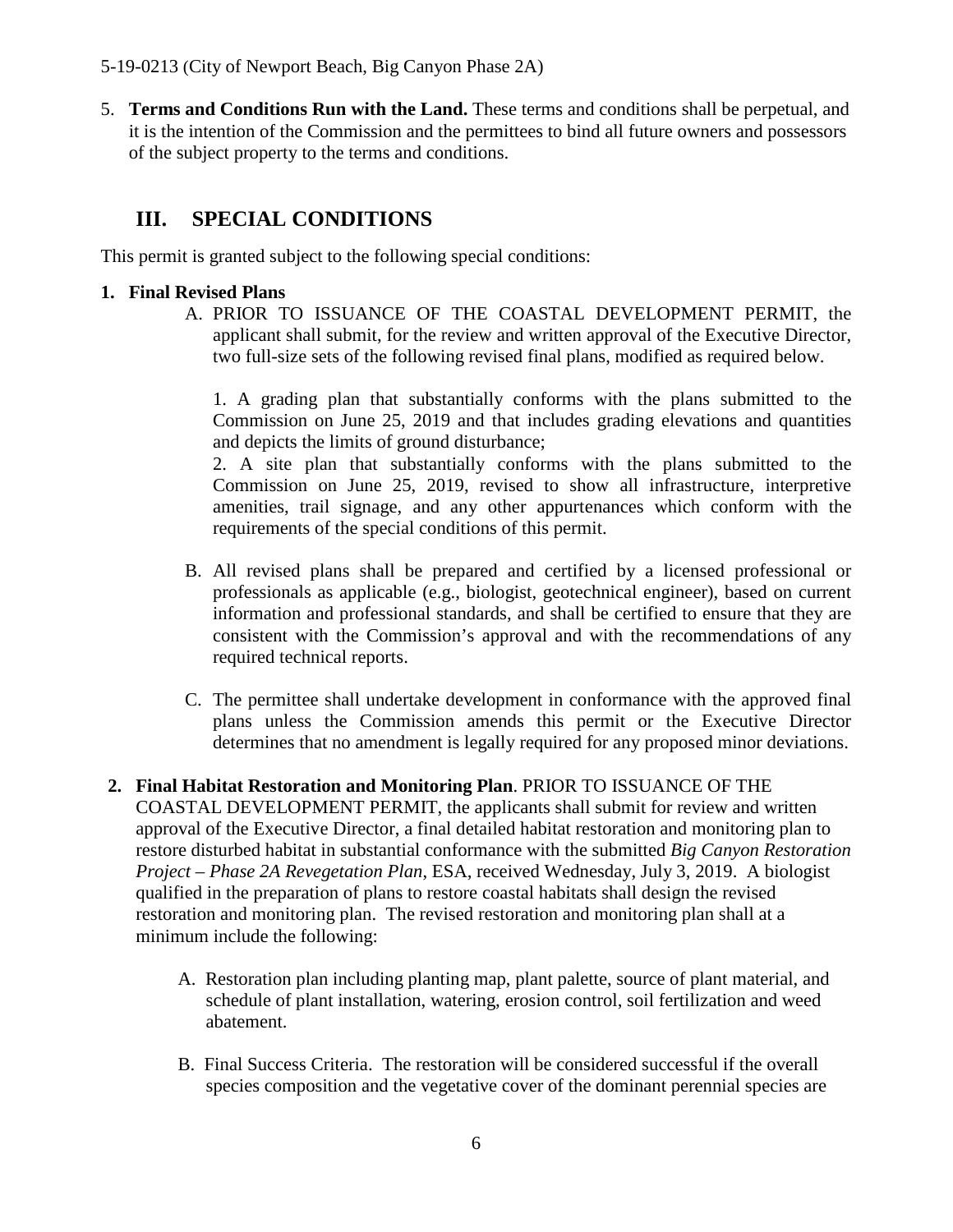5. **Terms and Conditions Run with the Land.** These terms and conditions shall be perpetual, and it is the intention of the Commission and the permittees to bind all future owners and possessors of the subject property to the terms and conditions.

## III. SPECIAL CONDITIONS

This permit is granted subject to the following special conditions:

**1. Final Revised Plans**

A. PRIOR TO ISSUANCE OF THE COASTAL DEVELOPMENT PERMIT, the applicant shall submit, for the review and written approval of the Executive Director, two full-size sets of the following revised final plans, modified as required below.

1. A grading plan that substantially conforms with the plans submitted to the Commission on June 25, 2019 and that includes grading elevations and quantities and depicts the limits of ground disturbance;
2. A site plan that substantially conforms with the plans submitted to the Commission on June 25, 2019, revised to show all infrastructure, interpretive amenities, trail signage, and any other appurtenances which conform with the requirements of the special conditions of this permit.

B. All revised plans shall be prepared and certified by a licensed professional or professionals as applicable (e.g., biologist, geotechnical engineer), based on current information and professional standards, and shall be certified to ensure that they are consistent with the Commission's approval and with the recommendations of any required technical reports.

C. The permittee shall undertake development in conformance with the approved final plans unless the Commission amends this permit or the Executive Director determines that no amendment is legally required for any proposed minor deviations.

**2. Final Habitat Restoration and Monitoring Plan**. PRIOR TO ISSUANCE OF THE COASTAL DEVELOPMENT PERMIT, the applicants shall submit for review and written approval of the Executive Director, a final detailed habitat restoration and monitoring plan to restore disturbed habitat in substantial conformance with the submitted *Big Canyon Restoration Project – Phase 2A Revegetation Plan*, ESA, received Wednesday, July 3, 2019. A biologist qualified in the preparation of plans to restore coastal habitats shall design the revised restoration and monitoring plan. The revised restoration and monitoring plan shall at a minimum include the following:

A. Restoration plan including planting map, plant palette, source of plant material, and schedule of plant installation, watering, erosion control, soil fertilization and weed abatement.

B. Final Success Criteria. The restoration will be considered successful if the overall species composition and the vegetative cover of the dominant perennial species are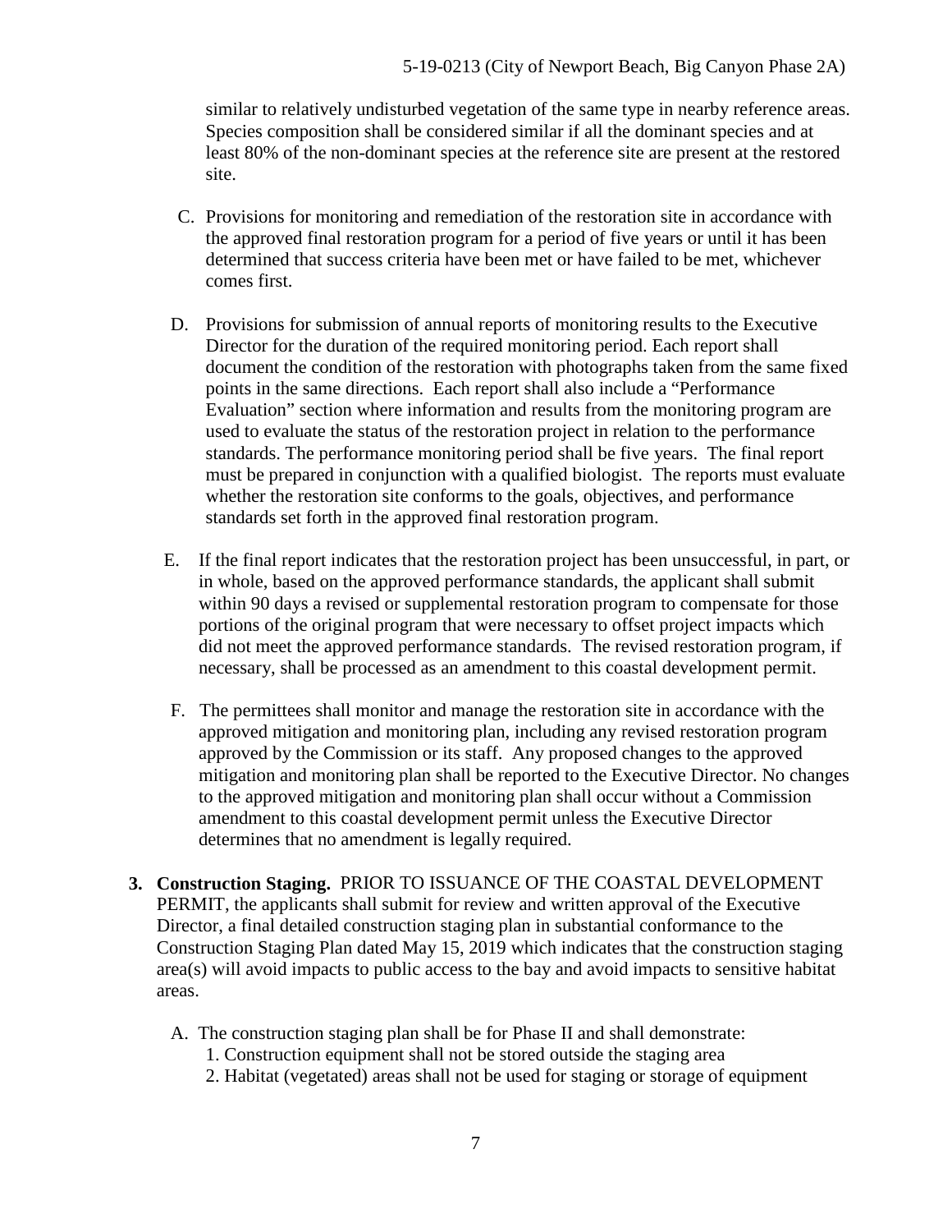similar to relatively undisturbed vegetation of the same type in nearby reference areas. Species composition shall be considered similar if all the dominant species and at least 80% of the non-dominant species at the reference site are present at the restored site.

C. Provisions for monitoring and remediation of the restoration site in accordance with the approved final restoration program for a period of five years or until it has been determined that success criteria have been met or have failed to be met, whichever comes first.

D. Provisions for submission of annual reports of monitoring results to the Executive Director for the duration of the required monitoring period. Each report shall document the condition of the restoration with photographs taken from the same fixed points in the same directions. Each report shall also include a "Performance Evaluation" section where information and results from the monitoring program are used to evaluate the status of the restoration project in relation to the performance standards. The performance monitoring period shall be five years. The final report must be prepared in conjunction with a qualified biologist. The reports must evaluate whether the restoration site conforms to the goals, objectives, and performance standards set forth in the approved final restoration program.

E. If the final report indicates that the restoration project has been unsuccessful, in part, or in whole, based on the approved performance standards, the applicant shall submit within 90 days a revised or supplemental restoration program to compensate for those portions of the original program that were necessary to offset project impacts which did not meet the approved performance standards. The revised restoration program, if necessary, shall be processed as an amendment to this coastal development permit.

F. The permittees shall monitor and manage the restoration site in accordance with the approved mitigation and monitoring plan, including any revised restoration program approved by the Commission or its staff. Any proposed changes to the approved mitigation and monitoring plan shall be reported to the Executive Director. No changes to the approved mitigation and monitoring plan shall occur without a Commission amendment to this coastal development permit unless the Executive Director determines that no amendment is legally required.

**3. Construction Staging.** PRIOR TO ISSUANCE OF THE COASTAL DEVELOPMENT PERMIT, the applicants shall submit for review and written approval of the Executive Director, a final detailed construction staging plan in substantial conformance to the Construction Staging Plan dated May 15, 2019 which indicates that the construction staging area(s) will avoid impacts to public access to the bay and avoid impacts to sensitive habitat areas.

A. The construction staging plan shall be for Phase II and shall demonstrate:
   1. Construction equipment shall not be stored outside the staging area
   2. Habitat (vegetated) areas shall not be used for staging or storage of equipment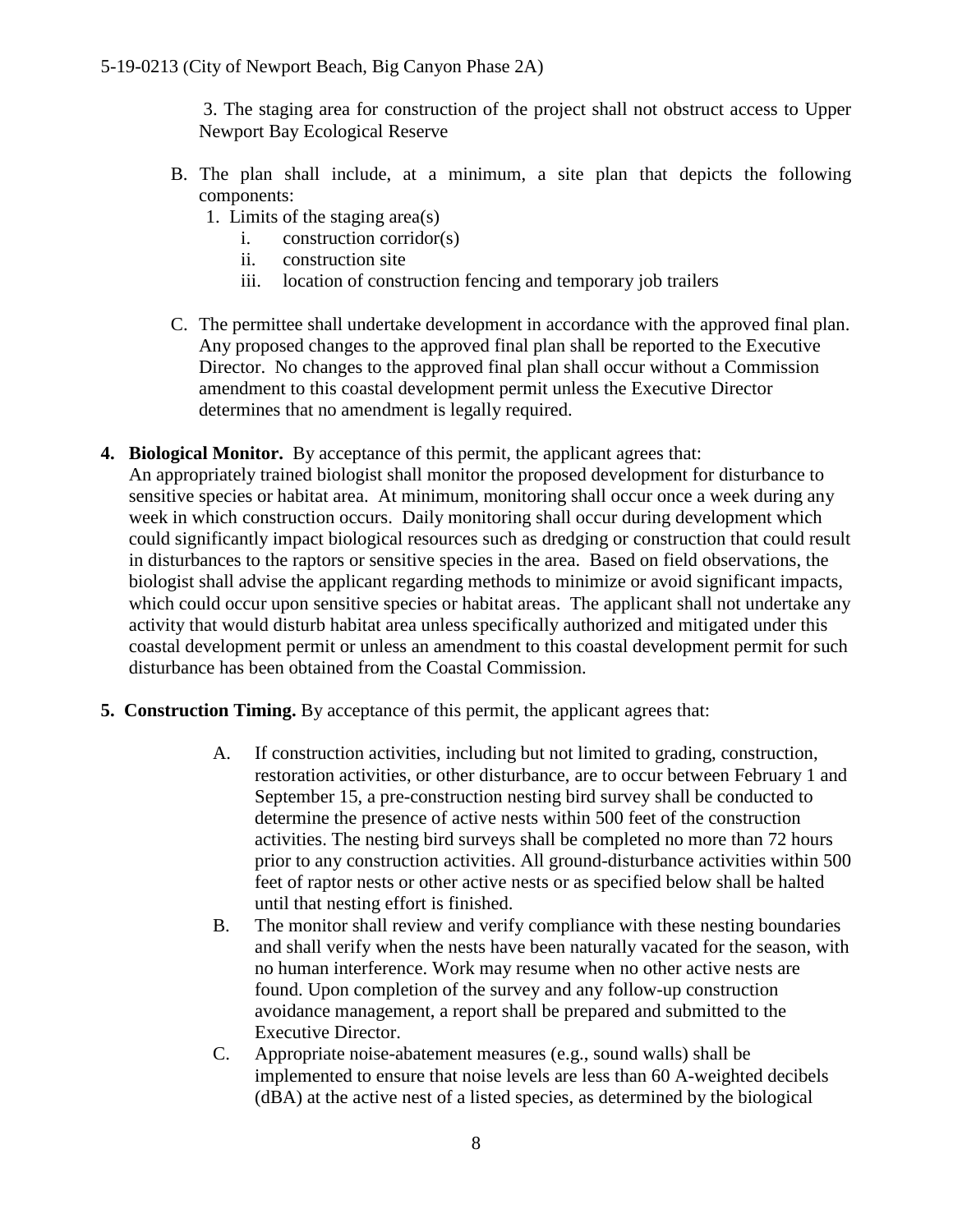3. The staging area for construction of the project shall not obstruct access to Upper Newport Bay Ecological Reserve

B. The plan shall include, at a minimum, a site plan that depicts the following components:
   1. Limits of the staging area(s)
      i. construction corridor(s)
      ii. construction site
      iii. location of construction fencing and temporary job trailers

C. The permittee shall undertake development in accordance with the approved final plan. Any proposed changes to the approved final plan shall be reported to the Executive Director. No changes to the approved final plan shall occur without a Commission amendment to this coastal development permit unless the Executive Director determines that no amendment is legally required.

4. **Biological Monitor.** By acceptance of this permit, the applicant agrees that:
An appropriately trained biologist shall monitor the proposed development for disturbance to sensitive species or habitat area. At minimum, monitoring shall occur once a week during any week in which construction occurs. Daily monitoring shall occur during development which could significantly impact biological resources such as dredging or construction that could result in disturbances to the raptors or sensitive species in the area. Based on field observations, the biologist shall advise the applicant regarding methods to minimize or avoid significant impacts, which could occur upon sensitive species or habitat areas. The applicant shall not undertake any activity that would disturb habitat area unless specifically authorized and mitigated under this coastal development permit or unless an amendment to this coastal development permit for such disturbance has been obtained from the Coastal Commission.

5. **Construction Timing.** By acceptance of this permit, the applicant agrees that:

   A. If construction activities, including but not limited to grading, construction, restoration activities, or other disturbance, are to occur between February 1 and September 15, a pre-construction nesting bird survey shall be conducted to determine the presence of active nests within 500 feet of the construction activities. The nesting bird surveys shall be completed no more than 72 hours prior to any construction activities. All ground-disturbance activities within 500 feet of raptor nests or other active nests or as specified below shall be halted until that nesting effort is finished.
   B. The monitor shall review and verify compliance with these nesting boundaries and shall verify when the nests have been naturally vacated for the season, with no human interference. Work may resume when no other active nests are found. Upon completion of the survey and any follow-up construction avoidance management, a report shall be prepared and submitted to the Executive Director.
   C. Appropriate noise-abatement measures (e.g., sound walls) shall be implemented to ensure that noise levels are less than 60 A-weighted decibels (dBA) at the active nest of a listed species, as determined by the biological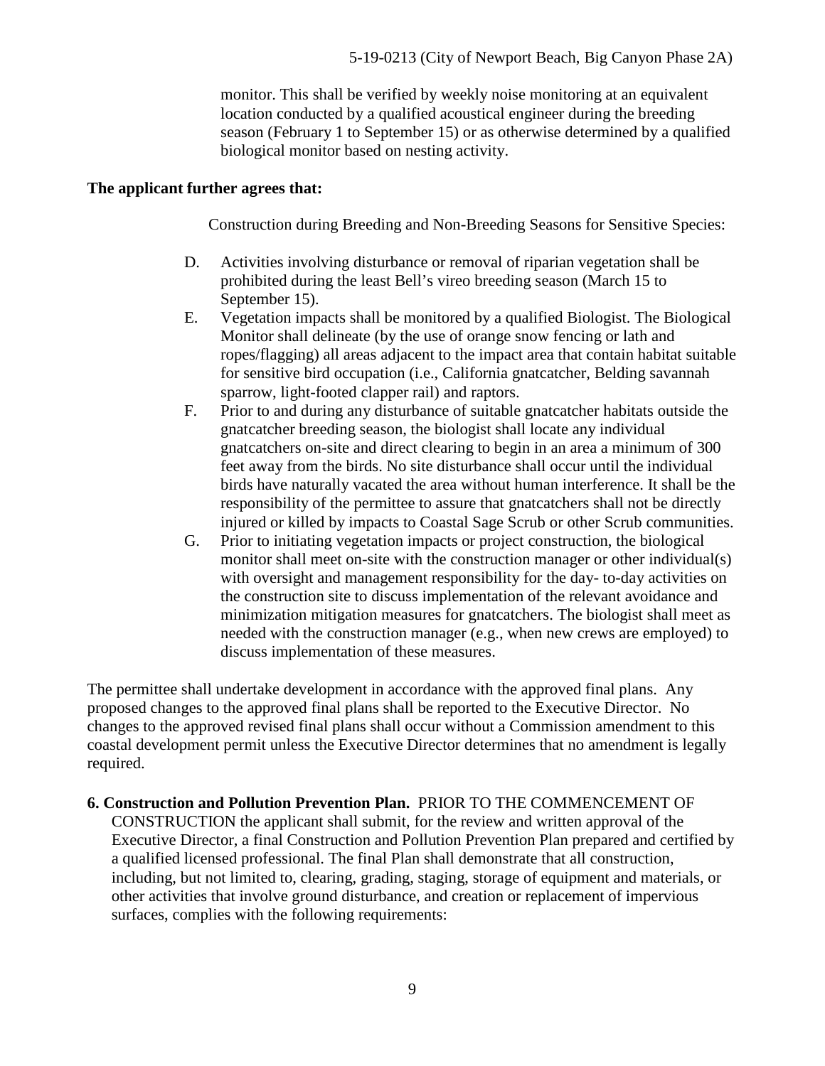monitor. This shall be verified by weekly noise monitoring at an equivalent location conducted by a qualified acoustical engineer during the breeding season (February 1 to September 15) or as otherwise determined by a qualified biological monitor based on nesting activity.

**The applicant further agrees that:**

Construction during Breeding and Non-Breeding Seasons for Sensitive Species:

D. Activities involving disturbance or removal of riparian vegetation shall be prohibited during the least Bell's vireo breeding season (March 15 to September 15).

E. Vegetation impacts shall be monitored by a qualified Biologist. The Biological Monitor shall delineate (by the use of orange snow fencing or lath and ropes/flagging) all areas adjacent to the impact area that contain habitat suitable for sensitive bird occupation (i.e., California gnatcatcher, Belding savannah sparrow, light-footed clapper rail) and raptors.

F. Prior to and during any disturbance of suitable gnatcatcher habitats outside the gnatcatcher breeding season, the biologist shall locate any individual gnatcatchers on-site and direct clearing to begin in an area a minimum of 300 feet away from the birds. No site disturbance shall occur until the individual birds have naturally vacated the area without human interference. It shall be the responsibility of the permittee to assure that gnatcatchers shall not be directly injured or killed by impacts to Coastal Sage Scrub or other Scrub communities.

G. Prior to initiating vegetation impacts or project construction, the biological monitor shall meet on-site with the construction manager or other individual(s) with oversight and management responsibility for the day- to-day activities on the construction site to discuss implementation of the relevant avoidance and minimization mitigation measures for gnatcatchers. The biologist shall meet as needed with the construction manager (e.g., when new crews are employed) to discuss implementation of these measures.

The permittee shall undertake development in accordance with the approved final plans. Any proposed changes to the approved final plans shall be reported to the Executive Director. No changes to the approved revised final plans shall occur without a Commission amendment to this coastal development permit unless the Executive Director determines that no amendment is legally required.

**6. Construction and Pollution Prevention Plan.** PRIOR TO THE COMMENCEMENT OF CONSTRUCTION the applicant shall submit, for the review and written approval of the Executive Director, a final Construction and Pollution Prevention Plan prepared and certified by a qualified licensed professional. The final Plan shall demonstrate that all construction, including, but not limited to, clearing, grading, staging, storage of equipment and materials, or other activities that involve ground disturbance, and creation or replacement of impervious surfaces, complies with the following requirements: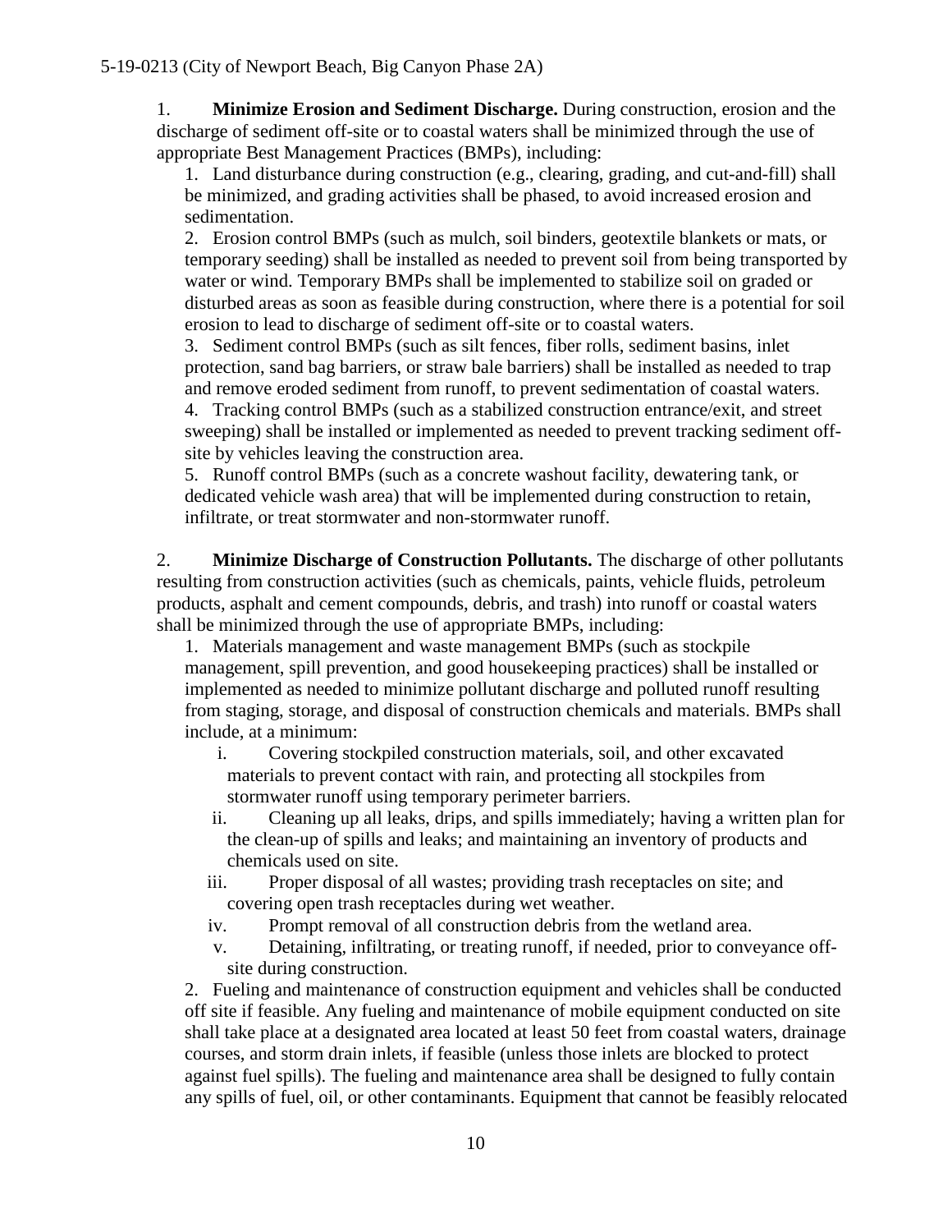1. **Minimize Erosion and Sediment Discharge.** During construction, erosion and the discharge of sediment off-site or to coastal waters shall be minimized through the use of appropriate Best Management Practices (BMPs), including:

   1. Land disturbance during construction (e.g., clearing, grading, and cut-and-fill) shall be minimized, and grading activities shall be phased, to avoid increased erosion and sedimentation.
   2. Erosion control BMPs (such as mulch, soil binders, geotextile blankets or mats, or temporary seeding) shall be installed as needed to prevent soil from being transported by water or wind. Temporary BMPs shall be implemented to stabilize soil on graded or disturbed areas as soon as feasible during construction, where there is a potential for soil erosion to lead to discharge of sediment off-site or to coastal waters.
   3. Sediment control BMPs (such as silt fences, fiber rolls, sediment basins, inlet protection, sand bag barriers, or straw bale barriers) shall be installed as needed to trap and remove eroded sediment from runoff, to prevent sedimentation of coastal waters.
   4. Tracking control BMPs (such as a stabilized construction entrance/exit, and street sweeping) shall be installed or implemented as needed to prevent tracking sediment off-site by vehicles leaving the construction area.
   5. Runoff control BMPs (such as a concrete washout facility, dewatering tank, or dedicated vehicle wash area) that will be implemented during construction to retain, infiltrate, or treat stormwater and non-stormwater runoff.

2. **Minimize Discharge of Construction Pollutants.** The discharge of other pollutants resulting from construction activities (such as chemicals, paints, vehicle fluids, petroleum products, asphalt and cement compounds, debris, and trash) into runoff or coastal waters shall be minimized through the use of appropriate BMPs, including:

   1. Materials management and waste management BMPs (such as stockpile management, spill prevention, and good housekeeping practices) shall be installed or implemented as needed to minimize pollutant discharge and polluted runoff resulting from staging, storage, and disposal of construction chemicals and materials. BMPs shall include, at a minimum:
      i. Covering stockpiled construction materials, soil, and other excavated materials to prevent contact with rain, and protecting all stockpiles from stormwater runoff using temporary perimeter barriers.
      ii. Cleaning up all leaks, drips, and spills immediately; having a written plan for the clean-up of spills and leaks; and maintaining an inventory of products and chemicals used on site.
      iii. Proper disposal of all wastes; providing trash receptacles on site; and covering open trash receptacles during wet weather.
      iv. Prompt removal of all construction debris from the wetland area.
      v. Detaining, infiltrating, or treating runoff, if needed, prior to conveyance off-site during construction.
   2. Fueling and maintenance of construction equipment and vehicles shall be conducted off site if feasible. Any fueling and maintenance of mobile equipment conducted on site shall take place at a designated area located at least 50 feet from coastal waters, drainage courses, and storm drain inlets, if feasible (unless those inlets are blocked to protect against fuel spills). The fueling and maintenance area shall be designed to fully contain any spills of fuel, oil, or other contaminants. Equipment that cannot be feasibly relocated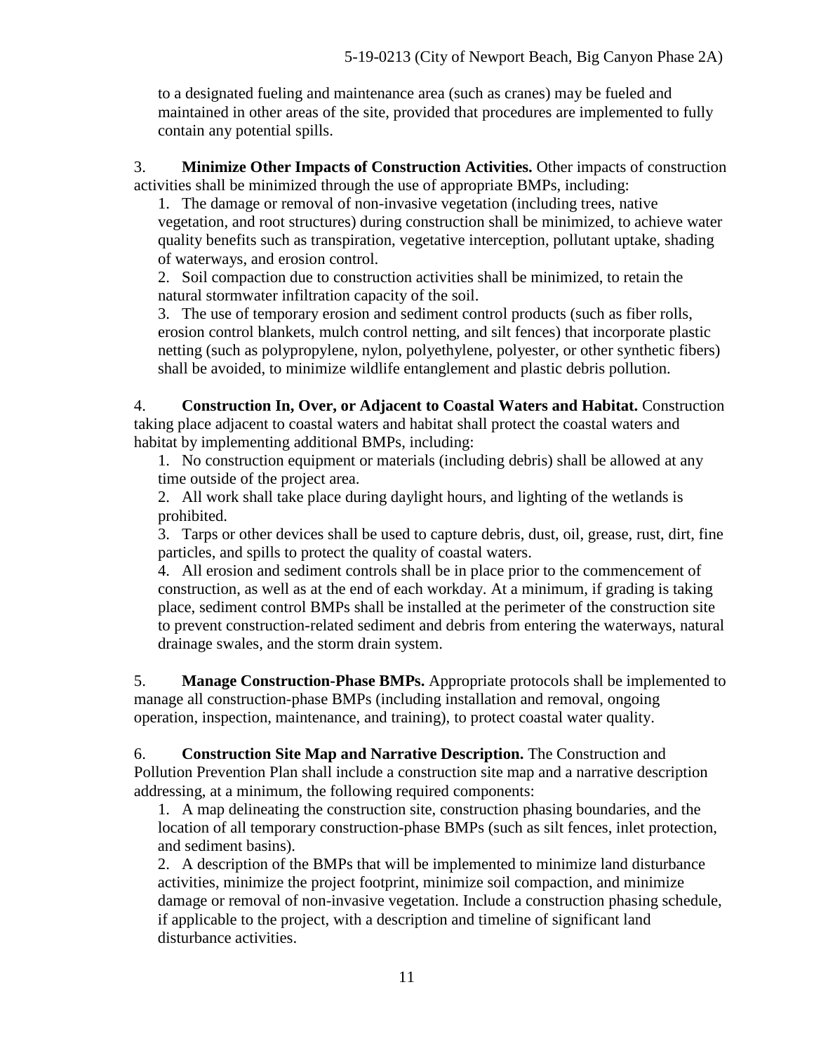to a designated fueling and maintenance area (such as cranes) may be fueled and maintained in other areas of the site, provided that procedures are implemented to fully contain any potential spills.

3. **Minimize Other Impacts of Construction Activities.** Other impacts of construction activities shall be minimized through the use of appropriate BMPs, including:

   1. The damage or removal of non-invasive vegetation (including trees, native vegetation, and root structures) during construction shall be minimized, to achieve water quality benefits such as transpiration, vegetative interception, pollutant uptake, shading of waterways, and erosion control.
   2. Soil compaction due to construction activities shall be minimized, to retain the natural stormwater infiltration capacity of the soil.
   3. The use of temporary erosion and sediment control products (such as fiber rolls, erosion control blankets, mulch control netting, and silt fences) that incorporate plastic netting (such as polypropylene, nylon, polyethylene, polyester, or other synthetic fibers) shall be avoided, to minimize wildlife entanglement and plastic debris pollution.

4. **Construction In, Over, or Adjacent to Coastal Waters and Habitat.** Construction taking place adjacent to coastal waters and habitat shall protect the coastal waters and habitat by implementing additional BMPs, including:

   1. No construction equipment or materials (including debris) shall be allowed at any time outside of the project area.
   2. All work shall take place during daylight hours, and lighting of the wetlands is prohibited.
   3. Tarps or other devices shall be used to capture debris, dust, oil, grease, rust, dirt, fine particles, and spills to protect the quality of coastal waters.
   4. All erosion and sediment controls shall be in place prior to the commencement of construction, as well as at the end of each workday. At a minimum, if grading is taking place, sediment control BMPs shall be installed at the perimeter of the construction site to prevent construction-related sediment and debris from entering the waterways, natural drainage swales, and the storm drain system.

5. **Manage Construction-Phase BMPs.** Appropriate protocols shall be implemented to manage all construction-phase BMPs (including installation and removal, ongoing operation, inspection, maintenance, and training), to protect coastal water quality.

6. **Construction Site Map and Narrative Description.** The Construction and Pollution Prevention Plan shall include a construction site map and a narrative description addressing, at a minimum, the following required components:

   1. A map delineating the construction site, construction phasing boundaries, and the location of all temporary construction-phase BMPs (such as silt fences, inlet protection, and sediment basins).
   2. A description of the BMPs that will be implemented to minimize land disturbance activities, minimize the project footprint, minimize soil compaction, and minimize damage or removal of non-invasive vegetation. Include a construction phasing schedule, if applicable to the project, with a description and timeline of significant land disturbance activities.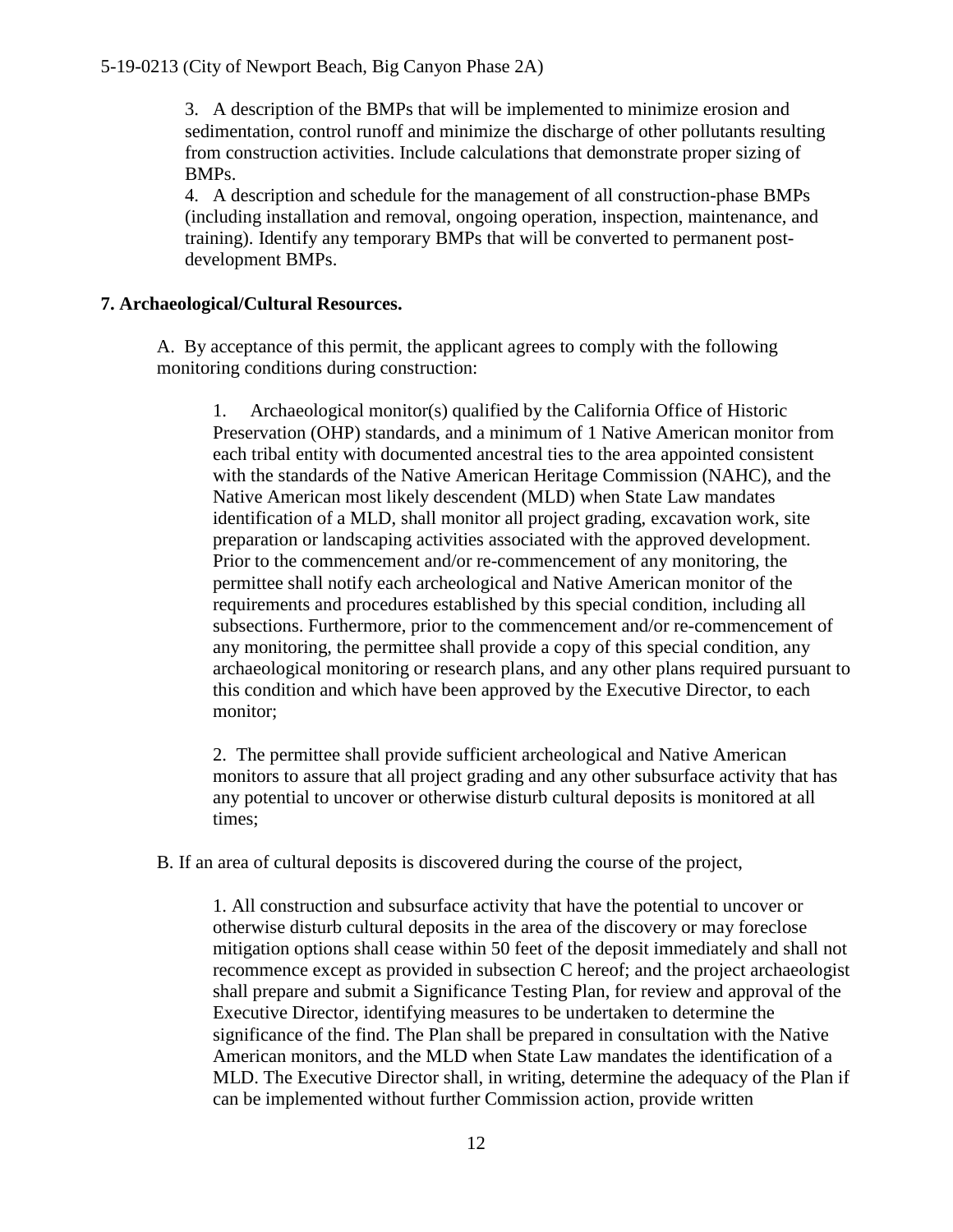3. A description of the BMPs that will be implemented to minimize erosion and sedimentation, control runoff and minimize the discharge of other pollutants resulting from construction activities. Include calculations that demonstrate proper sizing of BMPs.

4. A description and schedule for the management of all construction-phase BMPs (including installation and removal, ongoing operation, inspection, maintenance, and training). Identify any temporary BMPs that will be converted to permanent post-development BMPs.

**7. Archaeological/Cultural Resources.**

A. By acceptance of this permit, the applicant agrees to comply with the following monitoring conditions during construction:

1. Archaeological monitor(s) qualified by the California Office of Historic Preservation (OHP) standards, and a minimum of 1 Native American monitor from each tribal entity with documented ancestral ties to the area appointed consistent with the standards of the Native American Heritage Commission (NAHC), and the Native American most likely descendent (MLD) when State Law mandates identification of a MLD, shall monitor all project grading, excavation work, site preparation or landscaping activities associated with the approved development. Prior to the commencement and/or re-commencement of any monitoring, the permittee shall notify each archeological and Native American monitor of the requirements and procedures established by this special condition, including all subsections. Furthermore, prior to the commencement and/or re-commencement of any monitoring, the permittee shall provide a copy of this special condition, any archaeological monitoring or research plans, and any other plans required pursuant to this condition and which have been approved by the Executive Director, to each monitor;

2. The permittee shall provide sufficient archeological and Native American monitors to assure that all project grading and any other subsurface activity that has any potential to uncover or otherwise disturb cultural deposits is monitored at all times;

B. If an area of cultural deposits is discovered during the course of the project,

1. All construction and subsurface activity that have the potential to uncover or otherwise disturb cultural deposits in the area of the discovery or may foreclose mitigation options shall cease within 50 feet of the deposit immediately and shall not recommence except as provided in subsection C hereof; and the project archaeologist shall prepare and submit a Significance Testing Plan, for review and approval of the Executive Director, identifying measures to be undertaken to determine the significance of the find. The Plan shall be prepared in consultation with the Native American monitors, and the MLD when State Law mandates the identification of a MLD. The Executive Director shall, in writing, determine the adequacy of the Plan if can be implemented without further Commission action, provide written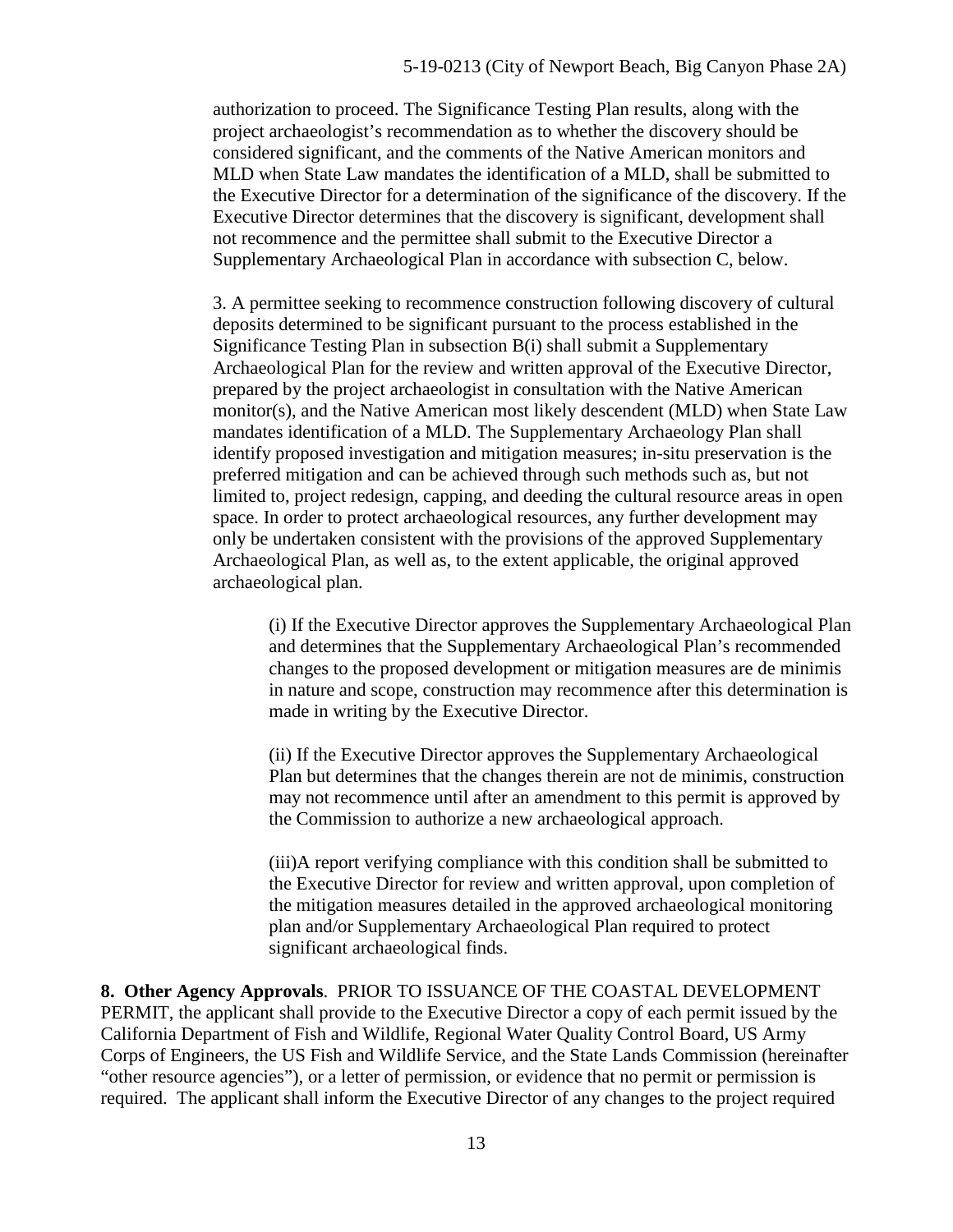authorization to proceed. The Significance Testing Plan results, along with the project archaeologist's recommendation as to whether the discovery should be considered significant, and the comments of the Native American monitors and MLD when State Law mandates the identification of a MLD, shall be submitted to the Executive Director for a determination of the significance of the discovery. If the Executive Director determines that the discovery is significant, development shall not recommence and the permittee shall submit to the Executive Director a Supplementary Archaeological Plan in accordance with subsection C, below.

3. A permittee seeking to recommence construction following discovery of cultural deposits determined to be significant pursuant to the process established in the Significance Testing Plan in subsection B(i) shall submit a Supplementary Archaeological Plan for the review and written approval of the Executive Director, prepared by the project archaeologist in consultation with the Native American monitor(s), and the Native American most likely descendent (MLD) when State Law mandates identification of a MLD. The Supplementary Archaeology Plan shall identify proposed investigation and mitigation measures; in-situ preservation is the preferred mitigation and can be achieved through such methods such as, but not limited to, project redesign, capping, and deeding the cultural resource areas in open space. In order to protect archaeological resources, any further development may only be undertaken consistent with the provisions of the approved Supplementary Archaeological Plan, as well as, to the extent applicable, the original approved archaeological plan.

(i) If the Executive Director approves the Supplementary Archaeological Plan and determines that the Supplementary Archaeological Plan's recommended changes to the proposed development or mitigation measures are de minimis in nature and scope, construction may recommence after this determination is made in writing by the Executive Director.

(ii) If the Executive Director approves the Supplementary Archaeological Plan but determines that the changes therein are not de minimis, construction may not recommence until after an amendment to this permit is approved by the Commission to authorize a new archaeological approach.

(iii)A report verifying compliance with this condition shall be submitted to the Executive Director for review and written approval, upon completion of the mitigation measures detailed in the approved archaeological monitoring plan and/or Supplementary Archaeological Plan required to protect significant archaeological finds.

**8. Other Agency Approvals**. PRIOR TO ISSUANCE OF THE COASTAL DEVELOPMENT PERMIT, the applicant shall provide to the Executive Director a copy of each permit issued by the California Department of Fish and Wildlife, Regional Water Quality Control Board, US Army Corps of Engineers, the US Fish and Wildlife Service, and the State Lands Commission (hereinafter "other resource agencies"), or a letter of permission, or evidence that no permit or permission is required. The applicant shall inform the Executive Director of any changes to the project required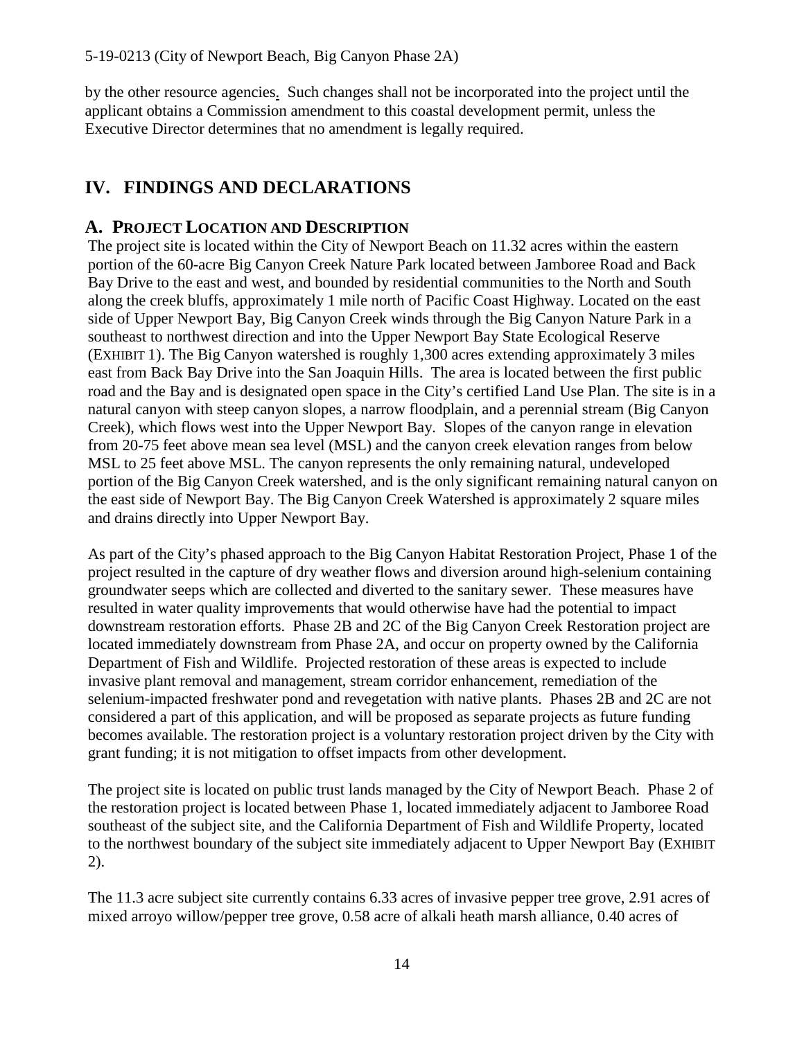by the other resource agencies. Such changes shall not be incorporated into the project until the applicant obtains a Commission amendment to this coastal development permit, unless the Executive Director determines that no amendment is legally required.

# IV. FINDINGS AND DECLARATIONS

## A. PROJECT LOCATION AND DESCRIPTION

The project site is located within the City of Newport Beach on 11.32 acres within the eastern portion of the 60-acre Big Canyon Creek Nature Park located between Jamboree Road and Back Bay Drive to the east and west, and bounded by residential communities to the North and South along the creek bluffs, approximately 1 mile north of Pacific Coast Highway. Located on the east side of Upper Newport Bay, Big Canyon Creek winds through the Big Canyon Nature Park in a southeast to northwest direction and into the Upper Newport Bay State Ecological Reserve (EXHIBIT 1). The Big Canyon watershed is roughly 1,300 acres extending approximately 3 miles east from Back Bay Drive into the San Joaquin Hills. The area is located between the first public road and the Bay and is designated open space in the City's certified Land Use Plan. The site is in a natural canyon with steep canyon slopes, a narrow floodplain, and a perennial stream (Big Canyon Creek), which flows west into the Upper Newport Bay. Slopes of the canyon range in elevation from 20-75 feet above mean sea level (MSL) and the canyon creek elevation ranges from below MSL to 25 feet above MSL. The canyon represents the only remaining natural, undeveloped portion of the Big Canyon Creek watershed, and is the only significant remaining natural canyon on the east side of Newport Bay. The Big Canyon Creek Watershed is approximately 2 square miles and drains directly into Upper Newport Bay.

As part of the City's phased approach to the Big Canyon Habitat Restoration Project, Phase 1 of the project resulted in the capture of dry weather flows and diversion around high-selenium containing groundwater seeps which are collected and diverted to the sanitary sewer. These measures have resulted in water quality improvements that would otherwise have had the potential to impact downstream restoration efforts. Phase 2B and 2C of the Big Canyon Creek Restoration project are located immediately downstream from Phase 2A, and occur on property owned by the California Department of Fish and Wildlife. Projected restoration of these areas is expected to include invasive plant removal and management, stream corridor enhancement, remediation of the selenium-impacted freshwater pond and revegetation with native plants. Phases 2B and 2C are not considered a part of this application, and will be proposed as separate projects as future funding becomes available. The restoration project is a voluntary restoration project driven by the City with grant funding; it is not mitigation to offset impacts from other development.

The project site is located on public trust lands managed by the City of Newport Beach. Phase 2 of the restoration project is located between Phase 1, located immediately adjacent to Jamboree Road southeast of the subject site, and the California Department of Fish and Wildlife Property, located to the northwest boundary of the subject site immediately adjacent to Upper Newport Bay (EXHIBIT 2).

The 11.3 acre subject site currently contains 6.33 acres of invasive pepper tree grove, 2.91 acres of mixed arroyo willow/pepper tree grove, 0.58 acre of alkali heath marsh alliance, 0.40 acres of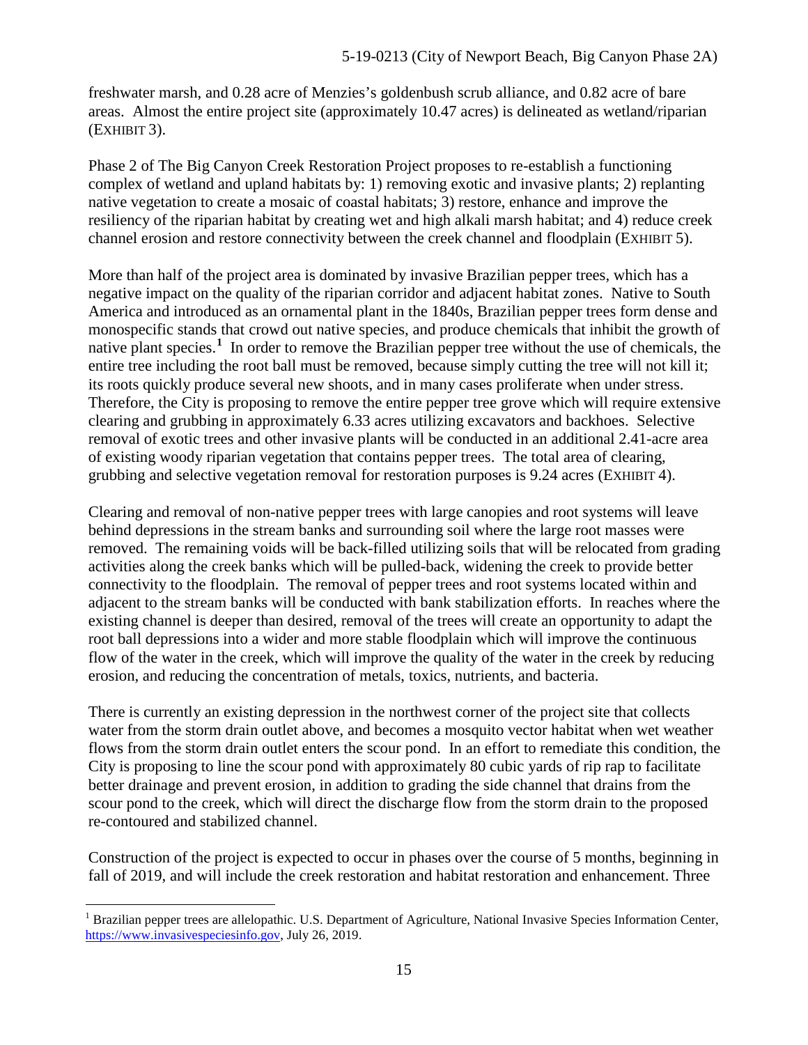freshwater marsh, and 0.28 acre of Menzies's goldenbush scrub alliance, and 0.82 acre of bare areas. Almost the entire project site (approximately 10.47 acres) is delineated as wetland/riparian (EXHIBIT 3).

Phase 2 of The Big Canyon Creek Restoration Project proposes to re-establish a functioning complex of wetland and upland habitats by: 1) removing exotic and invasive plants; 2) replanting native vegetation to create a mosaic of coastal habitats; 3) restore, enhance and improve the resiliency of the riparian habitat by creating wet and high alkali marsh habitat; and 4) reduce creek channel erosion and restore connectivity between the creek channel and floodplain (EXHIBIT 5).

More than half of the project area is dominated by invasive Brazilian pepper trees, which has a negative impact on the quality of the riparian corridor and adjacent habitat zones. Native to South America and introduced as an ornamental plant in the 1840s, Brazilian pepper trees form dense and monospecific stands that crowd out native species, and produce chemicals that inhibit the growth of native plant species.[1] In order to remove the Brazilian pepper tree without the use of chemicals, the entire tree including the root ball must be removed, because simply cutting the tree will not kill it; its roots quickly produce several new shoots, and in many cases proliferate when under stress. Therefore, the City is proposing to remove the entire pepper tree grove which will require extensive clearing and grubbing in approximately 6.33 acres utilizing excavators and backhoes. Selective removal of exotic trees and other invasive plants will be conducted in an additional 2.41-acre area of existing woody riparian vegetation that contains pepper trees. The total area of clearing, grubbing and selective vegetation removal for restoration purposes is 9.24 acres (EXHIBIT 4).

Clearing and removal of non-native pepper trees with large canopies and root systems will leave behind depressions in the stream banks and surrounding soil where the large root masses were removed. The remaining voids will be back-filled utilizing soils that will be relocated from grading activities along the creek banks which will be pulled-back, widening the creek to provide better connectivity to the floodplain. The removal of pepper trees and root systems located within and adjacent to the stream banks will be conducted with bank stabilization efforts. In reaches where the existing channel is deeper than desired, removal of the trees will create an opportunity to adapt the root ball depressions into a wider and more stable floodplain which will improve the continuous flow of the water in the creek, which will improve the quality of the water in the creek by reducing erosion, and reducing the concentration of metals, toxics, nutrients, and bacteria.

There is currently an existing depression in the northwest corner of the project site that collects water from the storm drain outlet above, and becomes a mosquito vector habitat when wet weather flows from the storm drain outlet enters the scour pond. In an effort to remediate this condition, the City is proposing to line the scour pond with approximately 80 cubic yards of rip rap to facilitate better drainage and prevent erosion, in addition to grading the side channel that drains from the scour pond to the creek, which will direct the discharge flow from the storm drain to the proposed re-contoured and stabilized channel.

Construction of the project is expected to occur in phases over the course of 5 months, beginning in fall of 2019, and will include the creek restoration and habitat restoration and enhancement. Three

---

[1] Brazilian pepper trees are allelopathic. U.S. Department of Agriculture, National Invasive Species Information Center, https://www.invasivespeciesinfo.gov, July 26, 2019.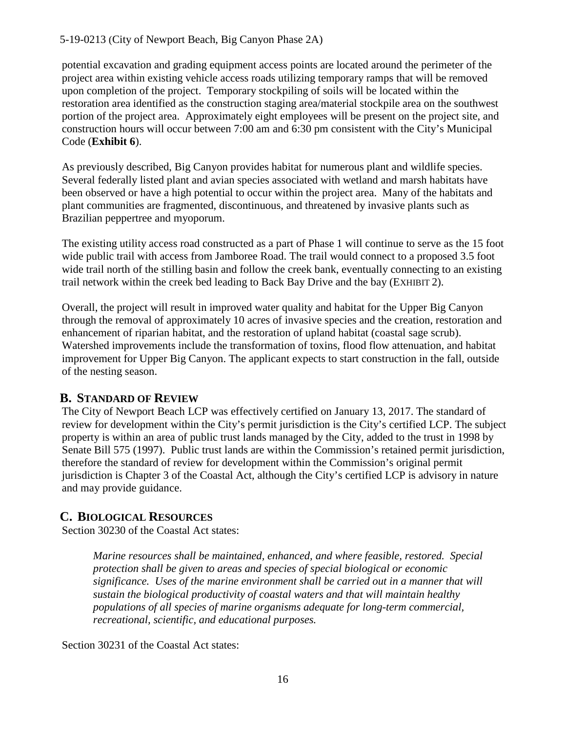potential excavation and grading equipment access points are located around the perimeter of the project area within existing vehicle access roads utilizing temporary ramps that will be removed upon completion of the project. Temporary stockpiling of soils will be located within the restoration area identified as the construction staging area/material stockpile area on the southwest portion of the project area. Approximately eight employees will be present on the project site, and construction hours will occur between 7:00 am and 6:30 pm consistent with the City's Municipal Code (**Exhibit 6**).

As previously described, Big Canyon provides habitat for numerous plant and wildlife species. Several federally listed plant and avian species associated with wetland and marsh habitats have been observed or have a high potential to occur within the project area. Many of the habitats and plant communities are fragmented, discontinuous, and threatened by invasive plants such as Brazilian peppertree and myoporum.

The existing utility access road constructed as a part of Phase 1 will continue to serve as the 15 foot wide public trail with access from Jamboree Road. The trail would connect to a proposed 3.5 foot wide trail north of the stilling basin and follow the creek bank, eventually connecting to an existing trail network within the creek bed leading to Back Bay Drive and the bay (EXHIBIT 2).

Overall, the project will result in improved water quality and habitat for the Upper Big Canyon through the removal of approximately 10 acres of invasive species and the creation, restoration and enhancement of riparian habitat, and the restoration of upland habitat (coastal sage scrub). Watershed improvements include the transformation of toxins, flood flow attenuation, and habitat improvement for Upper Big Canyon. The applicant expects to start construction in the fall, outside of the nesting season.

## B. STANDARD OF REVIEW

The City of Newport Beach LCP was effectively certified on January 13, 2017. The standard of review for development within the City's permit jurisdiction is the City's certified LCP. The subject property is within an area of public trust lands managed by the City, added to the trust in 1998 by Senate Bill 575 (1997). Public trust lands are within the Commission's retained permit jurisdiction, therefore the standard of review for development within the Commission's original permit jurisdiction is Chapter 3 of the Coastal Act, although the City's certified LCP is advisory in nature and may provide guidance.

## C. BIOLOGICAL RESOURCES

Section 30230 of the Coastal Act states:

> *Marine resources shall be maintained, enhanced, and where feasible, restored. Special protection shall be given to areas and species of special biological or economic significance. Uses of the marine environment shall be carried out in a manner that will sustain the biological productivity of coastal waters and that will maintain healthy populations of all species of marine organisms adequate for long-term commercial, recreational, scientific, and educational purposes.*

Section 30231 of the Coastal Act states: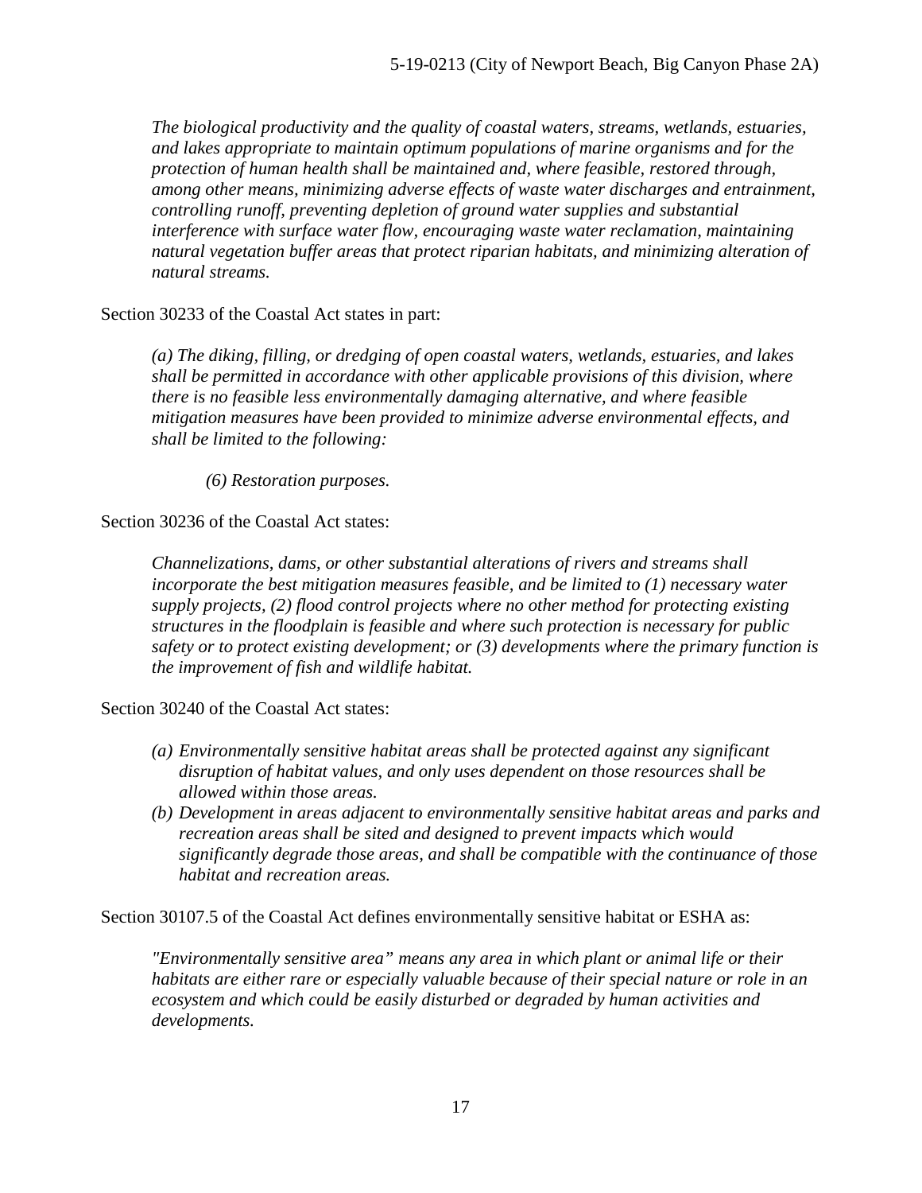*The biological productivity and the quality of coastal waters, streams, wetlands, estuaries, and lakes appropriate to maintain optimum populations of marine organisms and for the protection of human health shall be maintained and, where feasible, restored through, among other means, minimizing adverse effects of waste water discharges and entrainment, controlling runoff, preventing depletion of ground water supplies and substantial interference with surface water flow, encouraging waste water reclamation, maintaining natural vegetation buffer areas that protect riparian habitats, and minimizing alteration of natural streams.*

Section 30233 of the Coastal Act states in part:

*(a) The diking, filling, or dredging of open coastal waters, wetlands, estuaries, and lakes shall be permitted in accordance with other applicable provisions of this division, where there is no feasible less environmentally damaging alternative, and where feasible mitigation measures have been provided to minimize adverse environmental effects, and shall be limited to the following:*

*(6) Restoration purposes.*

Section 30236 of the Coastal Act states:

*Channelizations, dams, or other substantial alterations of rivers and streams shall incorporate the best mitigation measures feasible, and be limited to (1) necessary water supply projects, (2) flood control projects where no other method for protecting existing structures in the floodplain is feasible and where such protection is necessary for public safety or to protect existing development; or (3) developments where the primary function is the improvement of fish and wildlife habitat.*

Section 30240 of the Coastal Act states:

- *(a) Environmentally sensitive habitat areas shall be protected against any significant disruption of habitat values, and only uses dependent on those resources shall be allowed within those areas.*
- *(b) Development in areas adjacent to environmentally sensitive habitat areas and parks and recreation areas shall be sited and designed to prevent impacts which would significantly degrade those areas, and shall be compatible with the continuance of those habitat and recreation areas.*

Section 30107.5 of the Coastal Act defines environmentally sensitive habitat or ESHA as:

*"Environmentally sensitive area" means any area in which plant or animal life or their habitats are either rare or especially valuable because of their special nature or role in an ecosystem and which could be easily disturbed or degraded by human activities and developments.*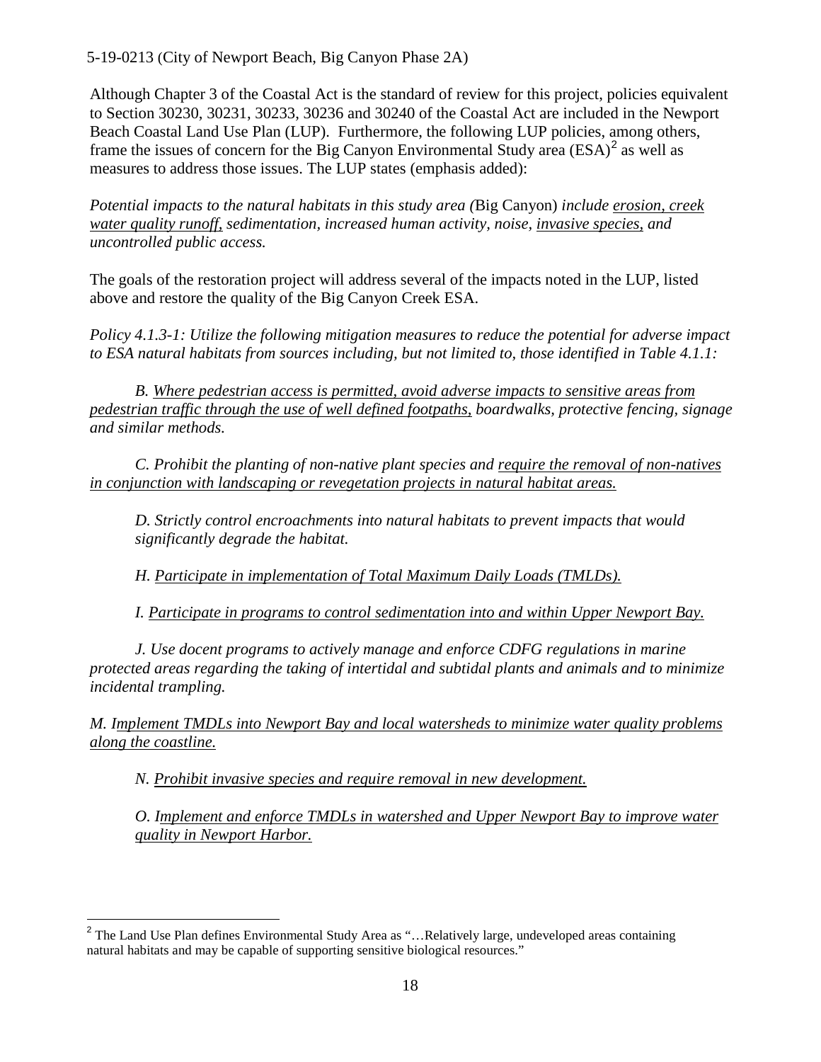Although Chapter 3 of the Coastal Act is the standard of review for this project, policies equivalent to Section 30230, 30231, 30233, 30236 and 30240 of the Coastal Act are included in the Newport Beach Coastal Land Use Plan (LUP). Furthermore, the following LUP policies, among others, frame the issues of concern for the Big Canyon Environmental Study area (ESA)[2] as well as measures to address those issues. The LUP states (emphasis added):

*Potential impacts to the natural habitats in this study area (*Big Canyon) *include <u>erosion, creek water quality runoff,</u> sedimentation, increased human activity, noise, <u>invasive species,</u> and uncontrolled public access.*

The goals of the restoration project will address several of the impacts noted in the LUP, listed above and restore the quality of the Big Canyon Creek ESA.

*Policy 4.1.3-1: Utilize the following mitigation measures to reduce the potential for adverse impact to ESA natural habitats from sources including, but not limited to, those identified in Table 4.1.1:*

*B. <u>Where pedestrian access is permitted, avoid adverse impacts to sensitive areas from pedestrian traffic through the use of well defined footpaths,</u> boardwalks, protective fencing, signage and similar methods.*

*C. Prohibit the planting of non-native plant species and <u>require the removal of non-natives in conjunction with landscaping or revegetation projects in natural habitat areas.</u>*

*D. Strictly control encroachments into natural habitats to prevent impacts that would significantly degrade the habitat.*

*H. <u>Participate in implementation of Total Maximum Daily Loads (TMLDs).</u>*

*I. <u>Participate in programs to control sedimentation into and within Upper Newport Bay.</u>*

*J. Use docent programs to actively manage and enforce CDFG regulations in marine protected areas regarding the taking of intertidal and subtidal plants and animals and to minimize incidental trampling.*

*M. I<u>mplement TMDLs into Newport Bay and local watersheds to minimize water quality problems along the coastline.</u>*

*N. <u>Prohibit invasive species and require removal in new development.</u>*

*O. I<u>mplement and enforce TMDLs in watershed and Upper Newport Bay to improve water quality in Newport Harbor.</u>*

[2] The Land Use Plan defines Environmental Study Area as "…Relatively large, undeveloped areas containing natural habitats and may be capable of supporting sensitive biological resources."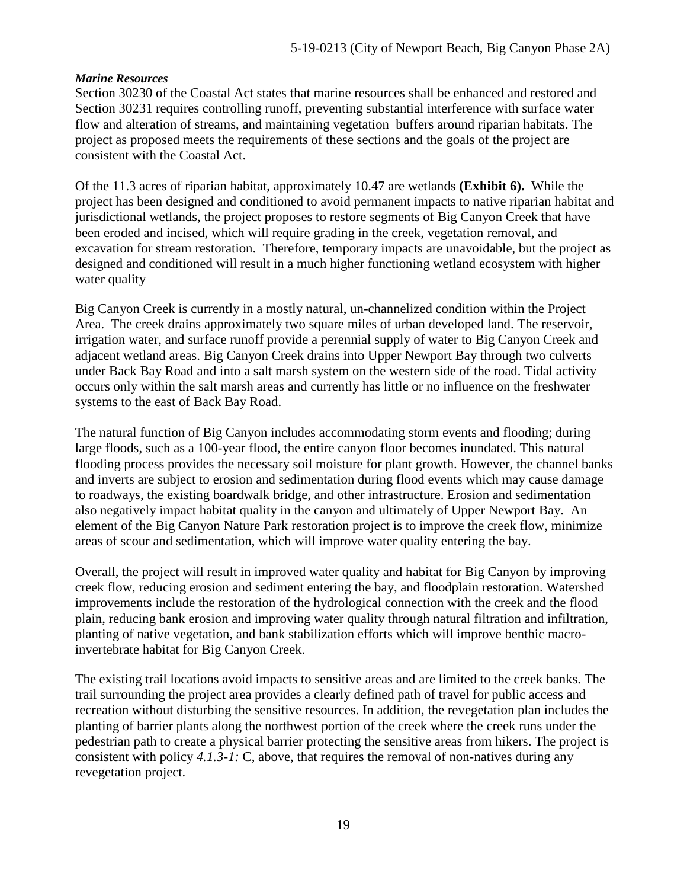***Marine Resources***

Section 30230 of the Coastal Act states that marine resources shall be enhanced and restored and Section 30231 requires controlling runoff, preventing substantial interference with surface water flow and alteration of streams, and maintaining vegetation buffers around riparian habitats. The project as proposed meets the requirements of these sections and the goals of the project are consistent with the Coastal Act.

Of the 11.3 acres of riparian habitat, approximately 10.47 are wetlands **(Exhibit 6).** While the project has been designed and conditioned to avoid permanent impacts to native riparian habitat and jurisdictional wetlands, the project proposes to restore segments of Big Canyon Creek that have been eroded and incised, which will require grading in the creek, vegetation removal, and excavation for stream restoration. Therefore, temporary impacts are unavoidable, but the project as designed and conditioned will result in a much higher functioning wetland ecosystem with higher water quality

Big Canyon Creek is currently in a mostly natural, un-channelized condition within the Project Area. The creek drains approximately two square miles of urban developed land. The reservoir, irrigation water, and surface runoff provide a perennial supply of water to Big Canyon Creek and adjacent wetland areas. Big Canyon Creek drains into Upper Newport Bay through two culverts under Back Bay Road and into a salt marsh system on the western side of the road. Tidal activity occurs only within the salt marsh areas and currently has little or no influence on the freshwater systems to the east of Back Bay Road.

The natural function of Big Canyon includes accommodating storm events and flooding; during large floods, such as a 100-year flood, the entire canyon floor becomes inundated. This natural flooding process provides the necessary soil moisture for plant growth. However, the channel banks and inverts are subject to erosion and sedimentation during flood events which may cause damage to roadways, the existing boardwalk bridge, and other infrastructure. Erosion and sedimentation also negatively impact habitat quality in the canyon and ultimately of Upper Newport Bay. An element of the Big Canyon Nature Park restoration project is to improve the creek flow, minimize areas of scour and sedimentation, which will improve water quality entering the bay.

Overall, the project will result in improved water quality and habitat for Big Canyon by improving creek flow, reducing erosion and sediment entering the bay, and floodplain restoration. Watershed improvements include the restoration of the hydrological connection with the creek and the flood plain, reducing bank erosion and improving water quality through natural filtration and infiltration, planting of native vegetation, and bank stabilization efforts which will improve benthic macro-invertebrate habitat for Big Canyon Creek.

The existing trail locations avoid impacts to sensitive areas and are limited to the creek banks. The trail surrounding the project area provides a clearly defined path of travel for public access and recreation without disturbing the sensitive resources. In addition, the revegetation plan includes the planting of barrier plants along the northwest portion of the creek where the creek runs under the pedestrian path to create a physical barrier protecting the sensitive areas from hikers. The project is consistent with policy *4.1.3-1:* C, above, that requires the removal of non-natives during any revegetation project.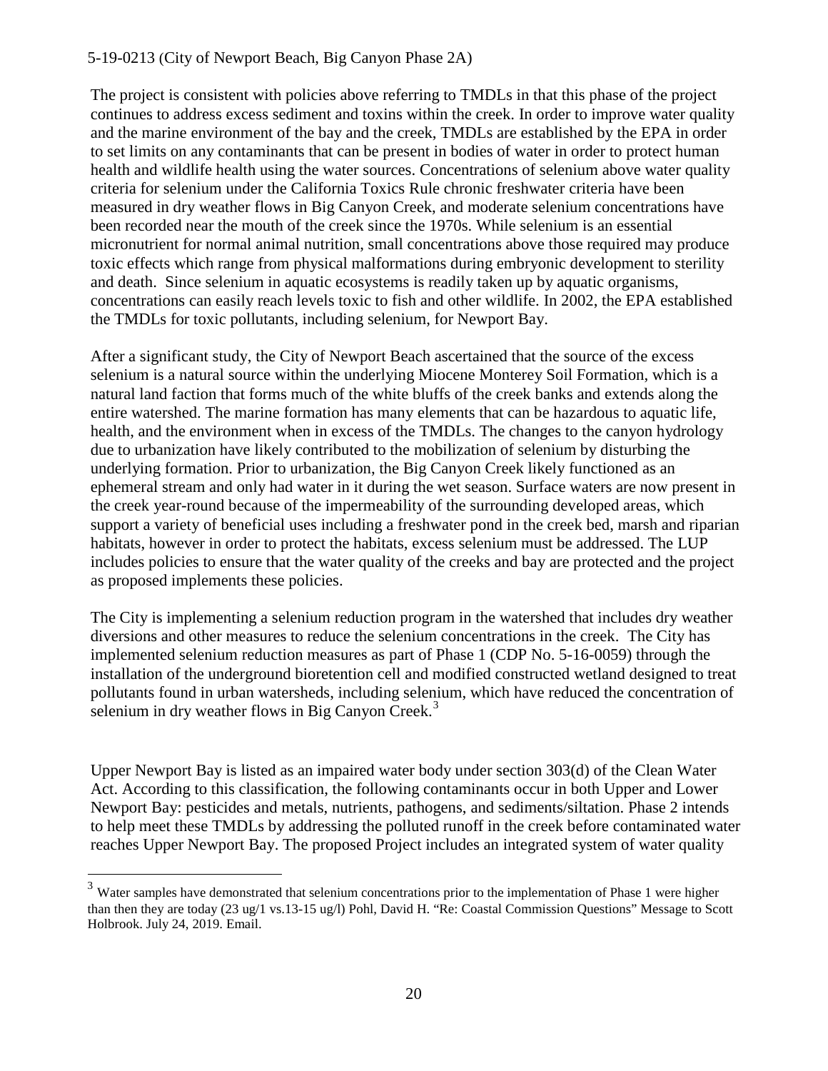The project is consistent with policies above referring to TMDLs in that this phase of the project continues to address excess sediment and toxins within the creek. In order to improve water quality and the marine environment of the bay and the creek, TMDLs are established by the EPA in order to set limits on any contaminants that can be present in bodies of water in order to protect human health and wildlife health using the water sources. Concentrations of selenium above water quality criteria for selenium under the California Toxics Rule chronic freshwater criteria have been measured in dry weather flows in Big Canyon Creek, and moderate selenium concentrations have been recorded near the mouth of the creek since the 1970s. While selenium is an essential micronutrient for normal animal nutrition, small concentrations above those required may produce toxic effects which range from physical malformations during embryonic development to sterility and death. Since selenium in aquatic ecosystems is readily taken up by aquatic organisms, concentrations can easily reach levels toxic to fish and other wildlife. In 2002, the EPA established the TMDLs for toxic pollutants, including selenium, for Newport Bay.

After a significant study, the City of Newport Beach ascertained that the source of the excess selenium is a natural source within the underlying Miocene Monterey Soil Formation, which is a natural land faction that forms much of the white bluffs of the creek banks and extends along the entire watershed. The marine formation has many elements that can be hazardous to aquatic life, health, and the environment when in excess of the TMDLs. The changes to the canyon hydrology due to urbanization have likely contributed to the mobilization of selenium by disturbing the underlying formation. Prior to urbanization, the Big Canyon Creek likely functioned as an ephemeral stream and only had water in it during the wet season. Surface waters are now present in the creek year-round because of the impermeability of the surrounding developed areas, which support a variety of beneficial uses including a freshwater pond in the creek bed, marsh and riparian habitats, however in order to protect the habitats, excess selenium must be addressed. The LUP includes policies to ensure that the water quality of the creeks and bay are protected and the project as proposed implements these policies.

The City is implementing a selenium reduction program in the watershed that includes dry weather diversions and other measures to reduce the selenium concentrations in the creek. The City has implemented selenium reduction measures as part of Phase 1 (CDP No. 5-16-0059) through the installation of the underground bioretention cell and modified constructed wetland designed to treat pollutants found in urban watersheds, including selenium, which have reduced the concentration of selenium in dry weather flows in Big Canyon Creek.[3]

Upper Newport Bay is listed as an impaired water body under section 303(d) of the Clean Water Act. According to this classification, the following contaminants occur in both Upper and Lower Newport Bay: pesticides and metals, nutrients, pathogens, and sediments/siltation. Phase 2 intends to help meet these TMDLs by addressing the polluted runoff in the creek before contaminated water reaches Upper Newport Bay. The proposed Project includes an integrated system of water quality

[3] Water samples have demonstrated that selenium concentrations prior to the implementation of Phase 1 were higher than then they are today (23 ug/1 vs.13-15 ug/l) Pohl, David H. "Re: Coastal Commission Questions" Message to Scott Holbrook. July 24, 2019. Email.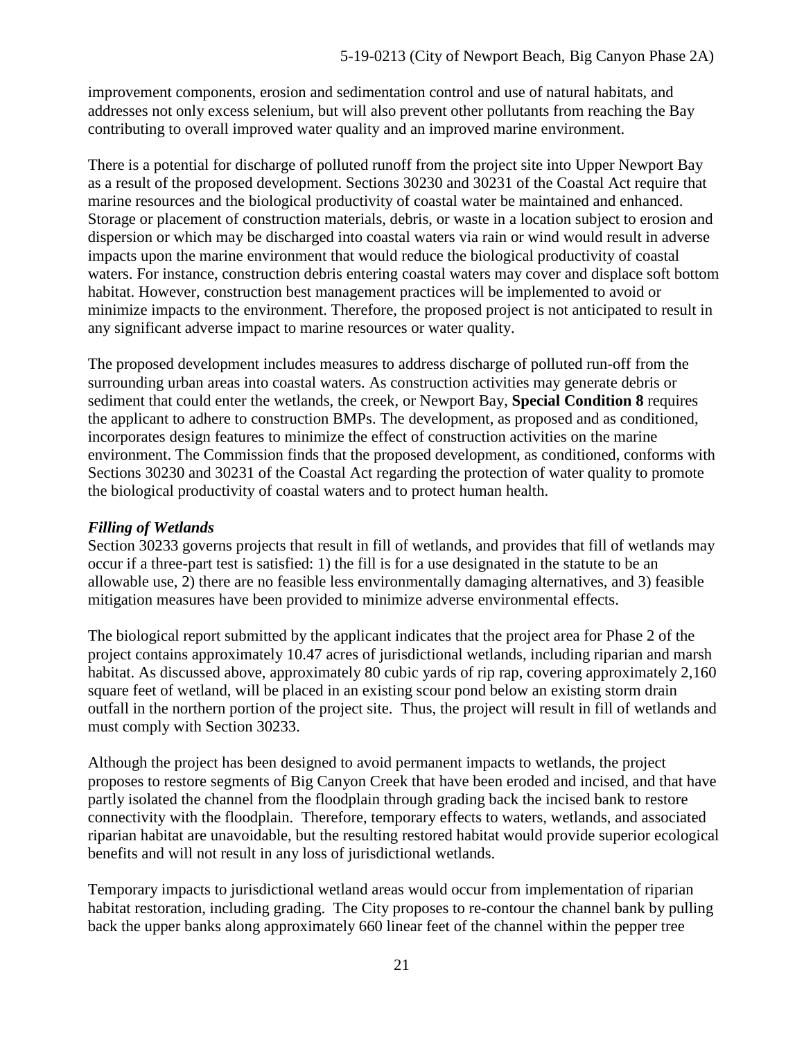improvement components, erosion and sedimentation control and use of natural habitats, and addresses not only excess selenium, but will also prevent other pollutants from reaching the Bay contributing to overall improved water quality and an improved marine environment.

There is a potential for discharge of polluted runoff from the project site into Upper Newport Bay as a result of the proposed development. Sections 30230 and 30231 of the Coastal Act require that marine resources and the biological productivity of coastal water be maintained and enhanced. Storage or placement of construction materials, debris, or waste in a location subject to erosion and dispersion or which may be discharged into coastal waters via rain or wind would result in adverse impacts upon the marine environment that would reduce the biological productivity of coastal waters. For instance, construction debris entering coastal waters may cover and displace soft bottom habitat. However, construction best management practices will be implemented to avoid or minimize impacts to the environment. Therefore, the proposed project is not anticipated to result in any significant adverse impact to marine resources or water quality.

The proposed development includes measures to address discharge of polluted run-off from the surrounding urban areas into coastal waters. As construction activities may generate debris or sediment that could enter the wetlands, the creek, or Newport Bay, **Special Condition 8** requires the applicant to adhere to construction BMPs. The development, as proposed and as conditioned, incorporates design features to minimize the effect of construction activities on the marine environment. The Commission finds that the proposed development, as conditioned, conforms with Sections 30230 and 30231 of the Coastal Act regarding the protection of water quality to promote the biological productivity of coastal waters and to protect human health.

***Filling of Wetlands***

Section 30233 governs projects that result in fill of wetlands, and provides that fill of wetlands may occur if a three-part test is satisfied: 1) the fill is for a use designated in the statute to be an allowable use, 2) there are no feasible less environmentally damaging alternatives, and 3) feasible mitigation measures have been provided to minimize adverse environmental effects.

The biological report submitted by the applicant indicates that the project area for Phase 2 of the project contains approximately 10.47 acres of jurisdictional wetlands, including riparian and marsh habitat. As discussed above, approximately 80 cubic yards of rip rap, covering approximately 2,160 square feet of wetland, will be placed in an existing scour pond below an existing storm drain outfall in the northern portion of the project site. Thus, the project will result in fill of wetlands and must comply with Section 30233.

Although the project has been designed to avoid permanent impacts to wetlands, the project proposes to restore segments of Big Canyon Creek that have been eroded and incised, and that have partly isolated the channel from the floodplain through grading back the incised bank to restore connectivity with the floodplain. Therefore, temporary effects to waters, wetlands, and associated riparian habitat are unavoidable, but the resulting restored habitat would provide superior ecological benefits and will not result in any loss of jurisdictional wetlands.

Temporary impacts to jurisdictional wetland areas would occur from implementation of riparian habitat restoration, including grading. The City proposes to re-contour the channel bank by pulling back the upper banks along approximately 660 linear feet of the channel within the pepper tree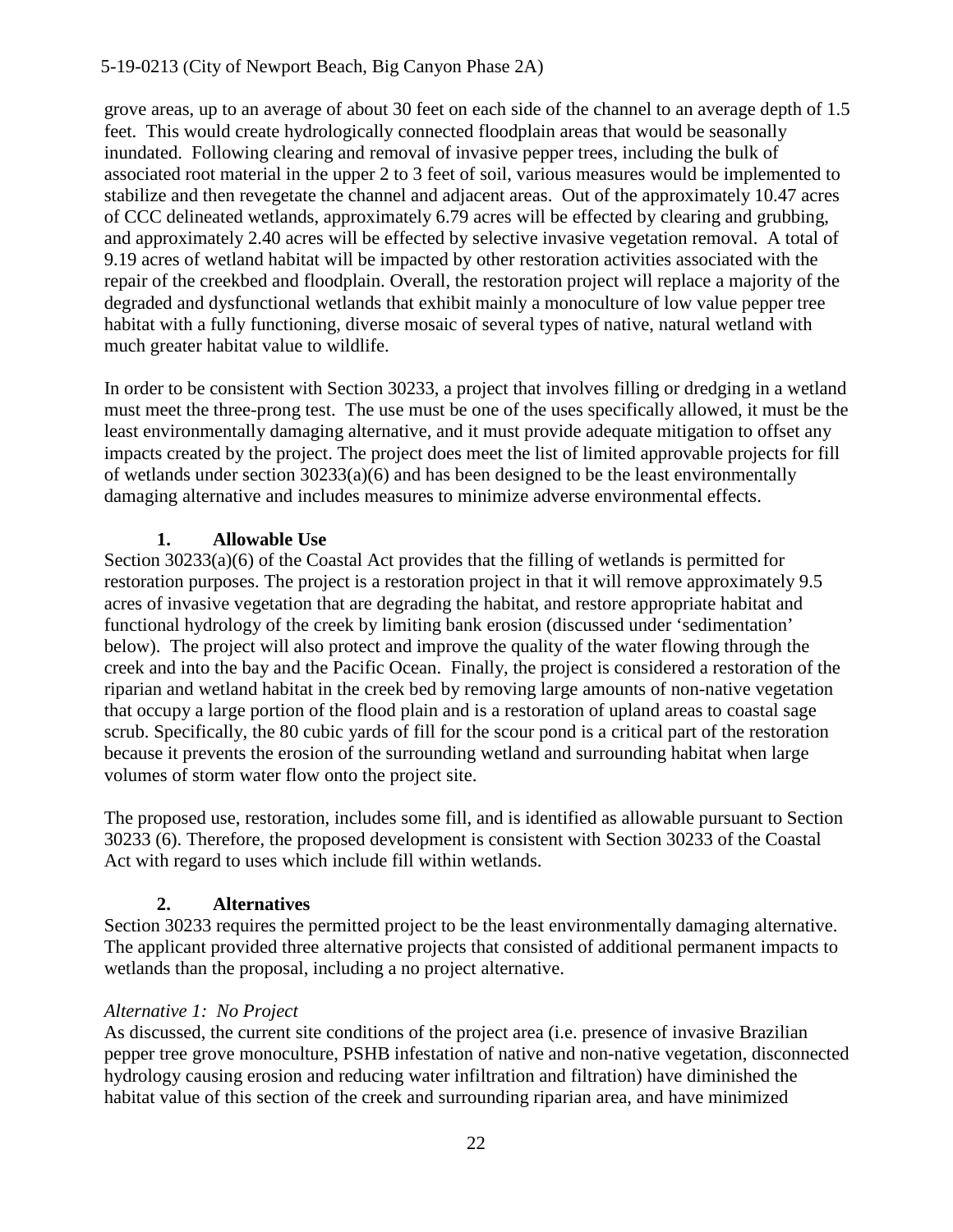grove areas, up to an average of about 30 feet on each side of the channel to an average depth of 1.5 feet. This would create hydrologically connected floodplain areas that would be seasonally inundated. Following clearing and removal of invasive pepper trees, including the bulk of associated root material in the upper 2 to 3 feet of soil, various measures would be implemented to stabilize and then revegetate the channel and adjacent areas. Out of the approximately 10.47 acres of CCC delineated wetlands, approximately 6.79 acres will be effected by clearing and grubbing, and approximately 2.40 acres will be effected by selective invasive vegetation removal. A total of 9.19 acres of wetland habitat will be impacted by other restoration activities associated with the repair of the creekbed and floodplain. Overall, the restoration project will replace a majority of the degraded and dysfunctional wetlands that exhibit mainly a monoculture of low value pepper tree habitat with a fully functioning, diverse mosaic of several types of native, natural wetland with much greater habitat value to wildlife.

In order to be consistent with Section 30233, a project that involves filling or dredging in a wetland must meet the three-prong test. The use must be one of the uses specifically allowed, it must be the least environmentally damaging alternative, and it must provide adequate mitigation to offset any impacts created by the project. The project does meet the list of limited approvable projects for fill of wetlands under section 30233(a)(6) and has been designed to be the least environmentally damaging alternative and includes measures to minimize adverse environmental effects.

### 1. Allowable Use

Section 30233(a)(6) of the Coastal Act provides that the filling of wetlands is permitted for restoration purposes. The project is a restoration project in that it will remove approximately 9.5 acres of invasive vegetation that are degrading the habitat, and restore appropriate habitat and functional hydrology of the creek by limiting bank erosion (discussed under 'sedimentation' below). The project will also protect and improve the quality of the water flowing through the creek and into the bay and the Pacific Ocean. Finally, the project is considered a restoration of the riparian and wetland habitat in the creek bed by removing large amounts of non-native vegetation that occupy a large portion of the flood plain and is a restoration of upland areas to coastal sage scrub. Specifically, the 80 cubic yards of fill for the scour pond is a critical part of the restoration because it prevents the erosion of the surrounding wetland and surrounding habitat when large volumes of storm water flow onto the project site.

The proposed use, restoration, includes some fill, and is identified as allowable pursuant to Section 30233 (6). Therefore, the proposed development is consistent with Section 30233 of the Coastal Act with regard to uses which include fill within wetlands.

### 2. Alternatives

Section 30233 requires the permitted project to be the least environmentally damaging alternative. The applicant provided three alternative projects that consisted of additional permanent impacts to wetlands than the proposal, including a no project alternative.

*Alternative 1: No Project*

As discussed, the current site conditions of the project area (i.e. presence of invasive Brazilian pepper tree grove monoculture, PSHB infestation of native and non-native vegetation, disconnected hydrology causing erosion and reducing water infiltration and filtration) have diminished the habitat value of this section of the creek and surrounding riparian area, and have minimized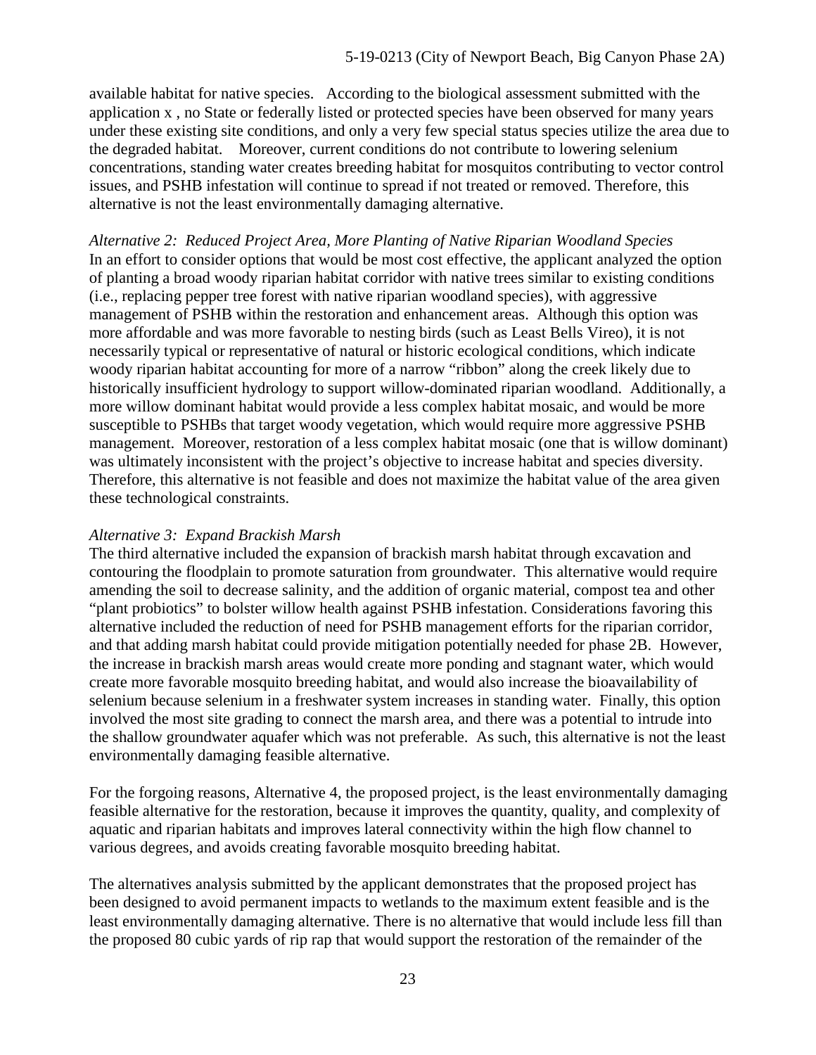available habitat for native species. According to the biological assessment submitted with the application x , no State or federally listed or protected species have been observed for many years under these existing site conditions, and only a very few special status species utilize the area due to the degraded habitat. Moreover, current conditions do not contribute to lowering selenium concentrations, standing water creates breeding habitat for mosquitos contributing to vector control issues, and PSHB infestation will continue to spread if not treated or removed. Therefore, this alternative is not the least environmentally damaging alternative.

*Alternative 2: Reduced Project Area, More Planting of Native Riparian Woodland Species*
In an effort to consider options that would be most cost effective, the applicant analyzed the option of planting a broad woody riparian habitat corridor with native trees similar to existing conditions (i.e., replacing pepper tree forest with native riparian woodland species), with aggressive management of PSHB within the restoration and enhancement areas. Although this option was more affordable and was more favorable to nesting birds (such as Least Bells Vireo), it is not necessarily typical or representative of natural or historic ecological conditions, which indicate woody riparian habitat accounting for more of a narrow "ribbon" along the creek likely due to historically insufficient hydrology to support willow-dominated riparian woodland. Additionally, a more willow dominant habitat would provide a less complex habitat mosaic, and would be more susceptible to PSHBs that target woody vegetation, which would require more aggressive PSHB management. Moreover, restoration of a less complex habitat mosaic (one that is willow dominant) was ultimately inconsistent with the project's objective to increase habitat and species diversity. Therefore, this alternative is not feasible and does not maximize the habitat value of the area given these technological constraints.

*Alternative 3: Expand Brackish Marsh*
The third alternative included the expansion of brackish marsh habitat through excavation and contouring the floodplain to promote saturation from groundwater. This alternative would require amending the soil to decrease salinity, and the addition of organic material, compost tea and other "plant probiotics" to bolster willow health against PSHB infestation. Considerations favoring this alternative included the reduction of need for PSHB management efforts for the riparian corridor, and that adding marsh habitat could provide mitigation potentially needed for phase 2B. However, the increase in brackish marsh areas would create more ponding and stagnant water, which would create more favorable mosquito breeding habitat, and would also increase the bioavailability of selenium because selenium in a freshwater system increases in standing water. Finally, this option involved the most site grading to connect the marsh area, and there was a potential to intrude into the shallow groundwater aquafer which was not preferable. As such, this alternative is not the least environmentally damaging feasible alternative.

For the forgoing reasons, Alternative 4, the proposed project, is the least environmentally damaging feasible alternative for the restoration, because it improves the quantity, quality, and complexity of aquatic and riparian habitats and improves lateral connectivity within the high flow channel to various degrees, and avoids creating favorable mosquito breeding habitat.

The alternatives analysis submitted by the applicant demonstrates that the proposed project has been designed to avoid permanent impacts to wetlands to the maximum extent feasible and is the least environmentally damaging alternative. There is no alternative that would include less fill than the proposed 80 cubic yards of rip rap that would support the restoration of the remainder of the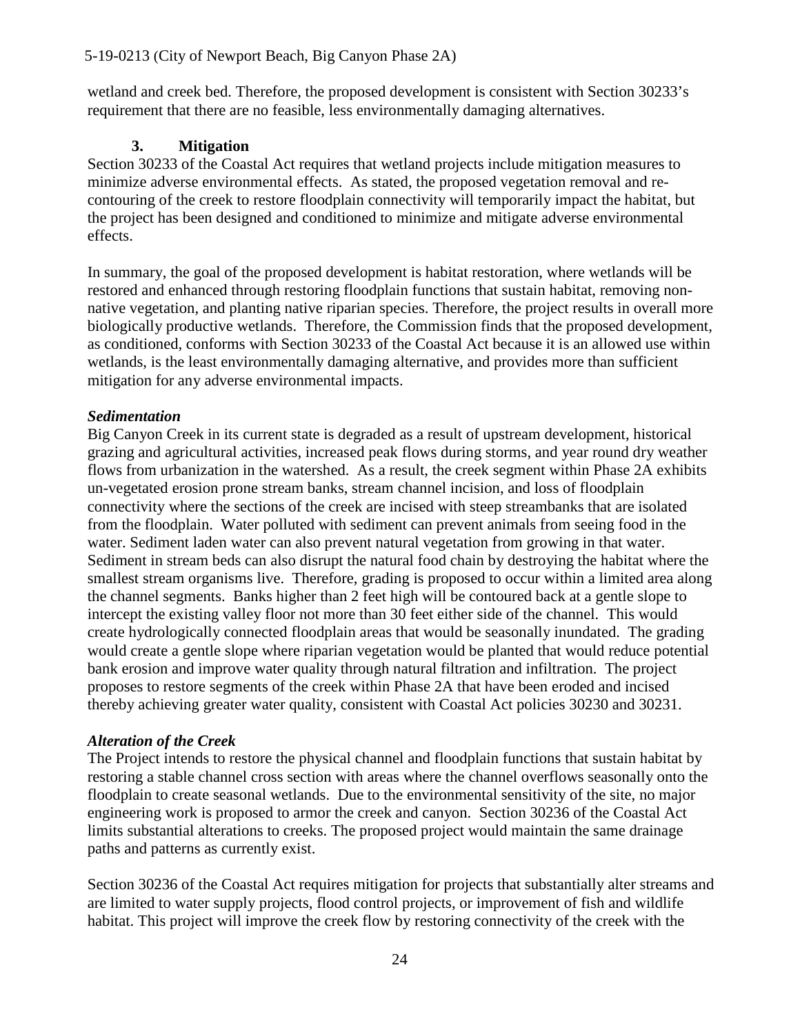wetland and creek bed. Therefore, the proposed development is consistent with Section 30233's requirement that there are no feasible, less environmentally damaging alternatives.

### 3. Mitigation

Section 30233 of the Coastal Act requires that wetland projects include mitigation measures to minimize adverse environmental effects. As stated, the proposed vegetation removal and re-contouring of the creek to restore floodplain connectivity will temporarily impact the habitat, but the project has been designed and conditioned to minimize and mitigate adverse environmental effects.

In summary, the goal of the proposed development is habitat restoration, where wetlands will be restored and enhanced through restoring floodplain functions that sustain habitat, removing non-native vegetation, and planting native riparian species. Therefore, the project results in overall more biologically productive wetlands. Therefore, the Commission finds that the proposed development, as conditioned, conforms with Section 30233 of the Coastal Act because it is an allowed use within wetlands, is the least environmentally damaging alternative, and provides more than sufficient mitigation for any adverse environmental impacts.

***Sedimentation***

Big Canyon Creek in its current state is degraded as a result of upstream development, historical grazing and agricultural activities, increased peak flows during storms, and year round dry weather flows from urbanization in the watershed. As a result, the creek segment within Phase 2A exhibits un-vegetated erosion prone stream banks, stream channel incision, and loss of floodplain connectivity where the sections of the creek are incised with steep streambanks that are isolated from the floodplain. Water polluted with sediment can prevent animals from seeing food in the water. Sediment laden water can also prevent natural vegetation from growing in that water. Sediment in stream beds can also disrupt the natural food chain by destroying the habitat where the smallest stream organisms live. Therefore, grading is proposed to occur within a limited area along the channel segments. Banks higher than 2 feet high will be contoured back at a gentle slope to intercept the existing valley floor not more than 30 feet either side of the channel. This would create hydrologically connected floodplain areas that would be seasonally inundated. The grading would create a gentle slope where riparian vegetation would be planted that would reduce potential bank erosion and improve water quality through natural filtration and infiltration. The project proposes to restore segments of the creek within Phase 2A that have been eroded and incised thereby achieving greater water quality, consistent with Coastal Act policies 30230 and 30231.

***Alteration of the Creek***

The Project intends to restore the physical channel and floodplain functions that sustain habitat by restoring a stable channel cross section with areas where the channel overflows seasonally onto the floodplain to create seasonal wetlands. Due to the environmental sensitivity of the site, no major engineering work is proposed to armor the creek and canyon. Section 30236 of the Coastal Act limits substantial alterations to creeks. The proposed project would maintain the same drainage paths and patterns as currently exist.

Section 30236 of the Coastal Act requires mitigation for projects that substantially alter streams and are limited to water supply projects, flood control projects, or improvement of fish and wildlife habitat. This project will improve the creek flow by restoring connectivity of the creek with the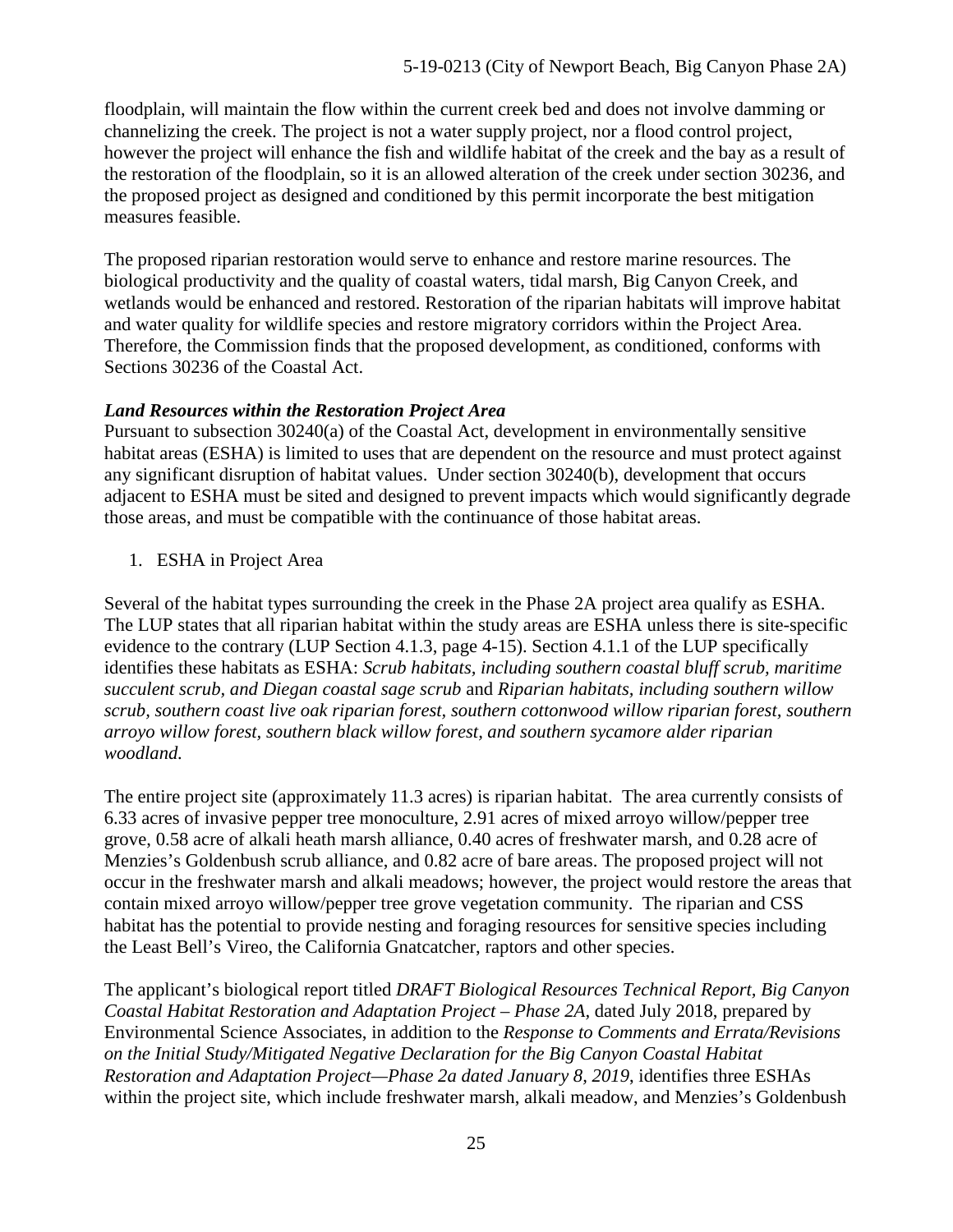floodplain, will maintain the flow within the current creek bed and does not involve damming or channelizing the creek. The project is not a water supply project, nor a flood control project, however the project will enhance the fish and wildlife habitat of the creek and the bay as a result of the restoration of the floodplain, so it is an allowed alteration of the creek under section 30236, and the proposed project as designed and conditioned by this permit incorporate the best mitigation measures feasible.

The proposed riparian restoration would serve to enhance and restore marine resources. The biological productivity and the quality of coastal waters, tidal marsh, Big Canyon Creek, and wetlands would be enhanced and restored. Restoration of the riparian habitats will improve habitat and water quality for wildlife species and restore migratory corridors within the Project Area. Therefore, the Commission finds that the proposed development, as conditioned, conforms with Sections 30236 of the Coastal Act.

***Land Resources within the Restoration Project Area***

Pursuant to subsection 30240(a) of the Coastal Act, development in environmentally sensitive habitat areas (ESHA) is limited to uses that are dependent on the resource and must protect against any significant disruption of habitat values. Under section 30240(b), development that occurs adjacent to ESHA must be sited and designed to prevent impacts which would significantly degrade those areas, and must be compatible with the continuance of those habitat areas.

1. ESHA in Project Area

Several of the habitat types surrounding the creek in the Phase 2A project area qualify as ESHA. The LUP states that all riparian habitat within the study areas are ESHA unless there is site-specific evidence to the contrary (LUP Section 4.1.3, page 4-15). Section 4.1.1 of the LUP specifically identifies these habitats as ESHA: *Scrub habitats, including southern coastal bluff scrub, maritime succulent scrub, and Diegan coastal sage scrub* and *Riparian habitats, including southern willow scrub, southern coast live oak riparian forest, southern cottonwood willow riparian forest, southern arroyo willow forest, southern black willow forest, and southern sycamore alder riparian woodland.*

The entire project site (approximately 11.3 acres) is riparian habitat. The area currently consists of 6.33 acres of invasive pepper tree monoculture, 2.91 acres of mixed arroyo willow/pepper tree grove, 0.58 acre of alkali heath marsh alliance, 0.40 acres of freshwater marsh, and 0.28 acre of Menzies's Goldenbush scrub alliance, and 0.82 acre of bare areas. The proposed project will not occur in the freshwater marsh and alkali meadows; however, the project would restore the areas that contain mixed arroyo willow/pepper tree grove vegetation community. The riparian and CSS habitat has the potential to provide nesting and foraging resources for sensitive species including the Least Bell's Vireo, the California Gnatcatcher, raptors and other species.

The applicant's biological report titled *DRAFT Biological Resources Technical Report, Big Canyon Coastal Habitat Restoration and Adaptation Project – Phase 2A*, dated July 2018, prepared by Environmental Science Associates, in addition to the *Response to Comments and Errata/Revisions on the Initial Study/Mitigated Negative Declaration for the Big Canyon Coastal Habitat Restoration and Adaptation Project—Phase 2a dated January 8, 2019*, identifies three ESHAs within the project site, which include freshwater marsh, alkali meadow, and Menzies's Goldenbush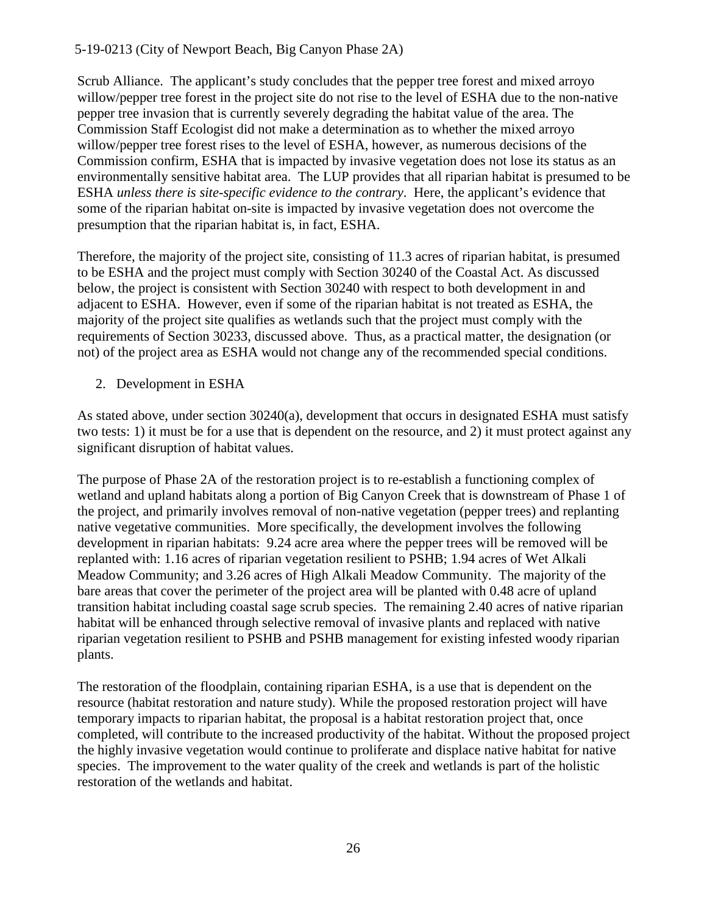Scrub Alliance. The applicant's study concludes that the pepper tree forest and mixed arroyo willow/pepper tree forest in the project site do not rise to the level of ESHA due to the non-native pepper tree invasion that is currently severely degrading the habitat value of the area. The Commission Staff Ecologist did not make a determination as to whether the mixed arroyo willow/pepper tree forest rises to the level of ESHA, however, as numerous decisions of the Commission confirm, ESHA that is impacted by invasive vegetation does not lose its status as an environmentally sensitive habitat area. The LUP provides that all riparian habitat is presumed to be ESHA *unless there is site-specific evidence to the contrary*. Here, the applicant's evidence that some of the riparian habitat on-site is impacted by invasive vegetation does not overcome the presumption that the riparian habitat is, in fact, ESHA.

Therefore, the majority of the project site, consisting of 11.3 acres of riparian habitat, is presumed to be ESHA and the project must comply with Section 30240 of the Coastal Act. As discussed below, the project is consistent with Section 30240 with respect to both development in and adjacent to ESHA. However, even if some of the riparian habitat is not treated as ESHA, the majority of the project site qualifies as wetlands such that the project must comply with the requirements of Section 30233, discussed above. Thus, as a practical matter, the designation (or not) of the project area as ESHA would not change any of the recommended special conditions.

2. Development in ESHA

As stated above, under section 30240(a), development that occurs in designated ESHA must satisfy two tests: 1) it must be for a use that is dependent on the resource, and 2) it must protect against any significant disruption of habitat values.

The purpose of Phase 2A of the restoration project is to re-establish a functioning complex of wetland and upland habitats along a portion of Big Canyon Creek that is downstream of Phase 1 of the project, and primarily involves removal of non-native vegetation (pepper trees) and replanting native vegetative communities. More specifically, the development involves the following development in riparian habitats: 9.24 acre area where the pepper trees will be removed will be replanted with: 1.16 acres of riparian vegetation resilient to PSHB; 1.94 acres of Wet Alkali Meadow Community; and 3.26 acres of High Alkali Meadow Community. The majority of the bare areas that cover the perimeter of the project area will be planted with 0.48 acre of upland transition habitat including coastal sage scrub species. The remaining 2.40 acres of native riparian habitat will be enhanced through selective removal of invasive plants and replaced with native riparian vegetation resilient to PSHB and PSHB management for existing infested woody riparian plants.

The restoration of the floodplain, containing riparian ESHA, is a use that is dependent on the resource (habitat restoration and nature study). While the proposed restoration project will have temporary impacts to riparian habitat, the proposal is a habitat restoration project that, once completed, will contribute to the increased productivity of the habitat. Without the proposed project the highly invasive vegetation would continue to proliferate and displace native habitat for native species. The improvement to the water quality of the creek and wetlands is part of the holistic restoration of the wetlands and habitat.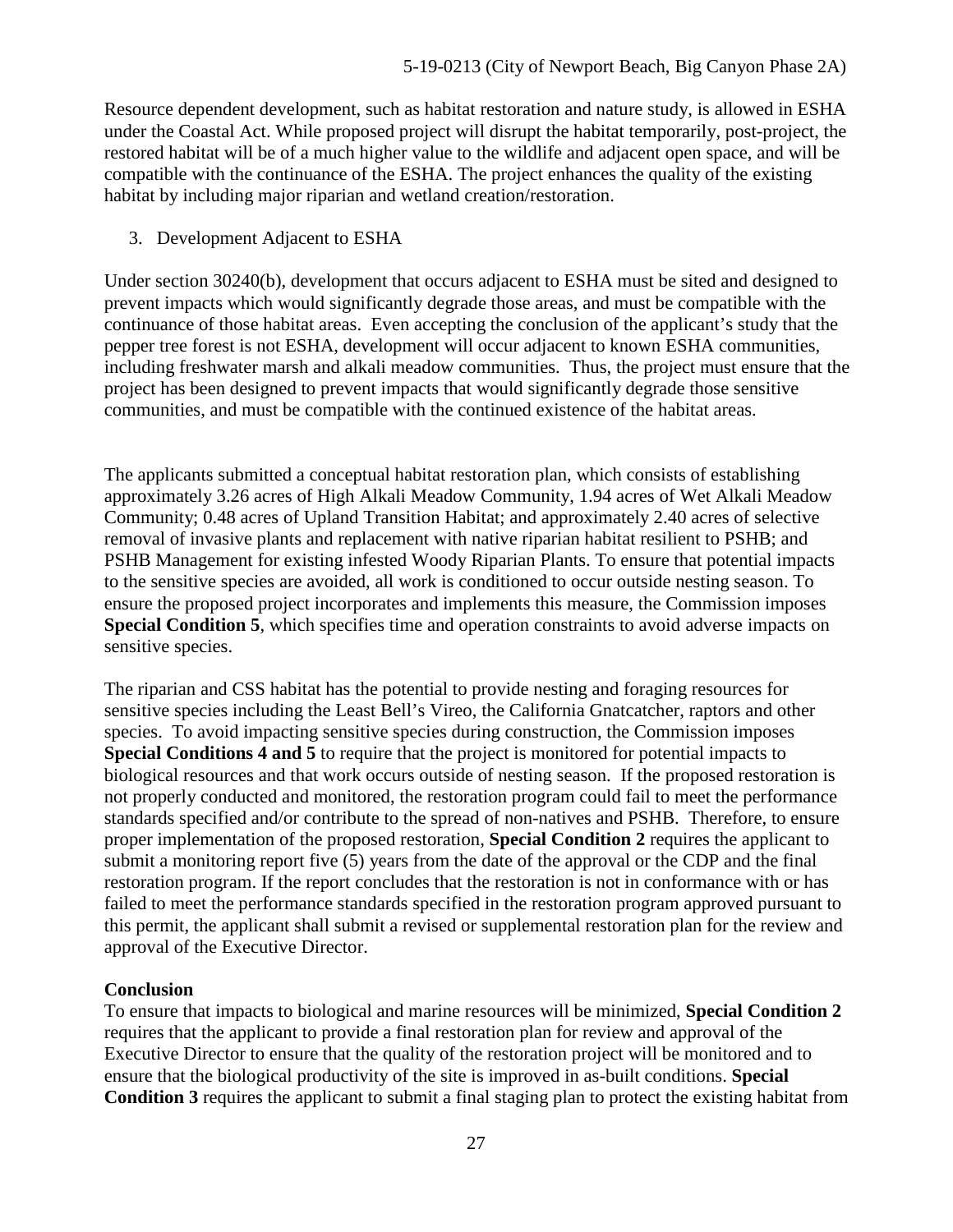Resource dependent development, such as habitat restoration and nature study, is allowed in ESHA under the Coastal Act. While proposed project will disrupt the habitat temporarily, post-project, the restored habitat will be of a much higher value to the wildlife and adjacent open space, and will be compatible with the continuance of the ESHA. The project enhances the quality of the existing habitat by including major riparian and wetland creation/restoration.

3. Development Adjacent to ESHA

Under section 30240(b), development that occurs adjacent to ESHA must be sited and designed to prevent impacts which would significantly degrade those areas, and must be compatible with the continuance of those habitat areas. Even accepting the conclusion of the applicant's study that the pepper tree forest is not ESHA, development will occur adjacent to known ESHA communities, including freshwater marsh and alkali meadow communities. Thus, the project must ensure that the project has been designed to prevent impacts that would significantly degrade those sensitive communities, and must be compatible with the continued existence of the habitat areas.

The applicants submitted a conceptual habitat restoration plan, which consists of establishing approximately 3.26 acres of High Alkali Meadow Community, 1.94 acres of Wet Alkali Meadow Community; 0.48 acres of Upland Transition Habitat; and approximately 2.40 acres of selective removal of invasive plants and replacement with native riparian habitat resilient to PSHB; and PSHB Management for existing infested Woody Riparian Plants. To ensure that potential impacts to the sensitive species are avoided, all work is conditioned to occur outside nesting season. To ensure the proposed project incorporates and implements this measure, the Commission imposes **Special Condition 5**, which specifies time and operation constraints to avoid adverse impacts on sensitive species.

The riparian and CSS habitat has the potential to provide nesting and foraging resources for sensitive species including the Least Bell's Vireo, the California Gnatcatcher, raptors and other species. To avoid impacting sensitive species during construction, the Commission imposes **Special Conditions 4 and 5** to require that the project is monitored for potential impacts to biological resources and that work occurs outside of nesting season. If the proposed restoration is not properly conducted and monitored, the restoration program could fail to meet the performance standards specified and/or contribute to the spread of non-natives and PSHB. Therefore, to ensure proper implementation of the proposed restoration, **Special Condition 2** requires the applicant to submit a monitoring report five (5) years from the date of the approval or the CDP and the final restoration program. If the report concludes that the restoration is not in conformance with or has failed to meet the performance standards specified in the restoration program approved pursuant to this permit, the applicant shall submit a revised or supplemental restoration plan for the review and approval of the Executive Director.

**Conclusion**

To ensure that impacts to biological and marine resources will be minimized, **Special Condition 2** requires that the applicant to provide a final restoration plan for review and approval of the Executive Director to ensure that the quality of the restoration project will be monitored and to ensure that the biological productivity of the site is improved in as-built conditions. **Special Condition 3** requires the applicant to submit a final staging plan to protect the existing habitat from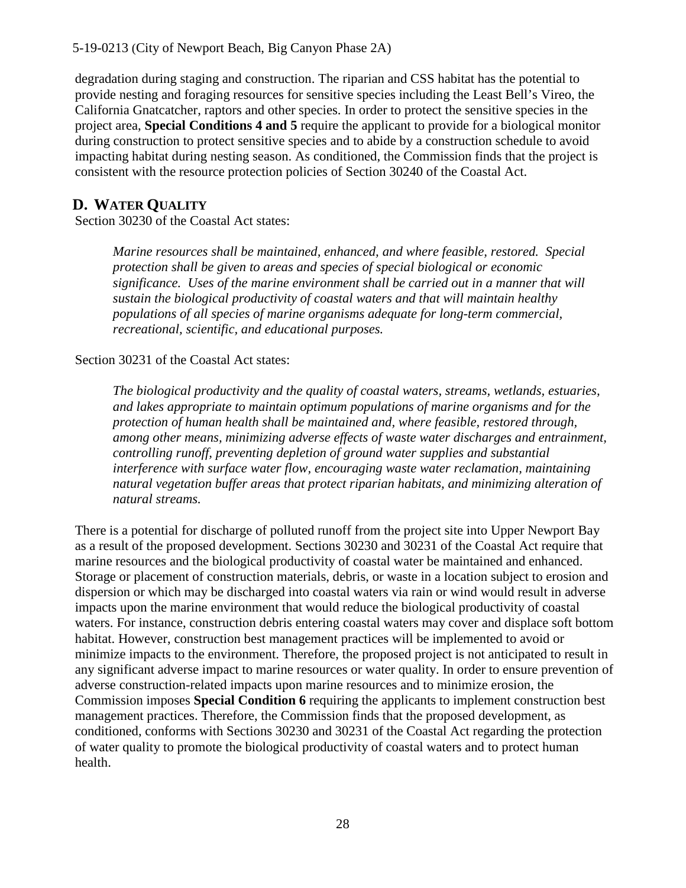degradation during staging and construction. The riparian and CSS habitat has the potential to provide nesting and foraging resources for sensitive species including the Least Bell's Vireo, the California Gnatcatcher, raptors and other species. In order to protect the sensitive species in the project area, **Special Conditions 4 and 5** require the applicant to provide for a biological monitor during construction to protect sensitive species and to abide by a construction schedule to avoid impacting habitat during nesting season. As conditioned, the Commission finds that the project is consistent with the resource protection policies of Section 30240 of the Coastal Act.

## D. WATER QUALITY

Section 30230 of the Coastal Act states:

> *Marine resources shall be maintained, enhanced, and where feasible, restored. Special protection shall be given to areas and species of special biological or economic significance. Uses of the marine environment shall be carried out in a manner that will sustain the biological productivity of coastal waters and that will maintain healthy populations of all species of marine organisms adequate for long-term commercial, recreational, scientific, and educational purposes.*

Section 30231 of the Coastal Act states:

> *The biological productivity and the quality of coastal waters, streams, wetlands, estuaries, and lakes appropriate to maintain optimum populations of marine organisms and for the protection of human health shall be maintained and, where feasible, restored through, among other means, minimizing adverse effects of waste water discharges and entrainment, controlling runoff, preventing depletion of ground water supplies and substantial interference with surface water flow, encouraging waste water reclamation, maintaining natural vegetation buffer areas that protect riparian habitats, and minimizing alteration of natural streams.*

There is a potential for discharge of polluted runoff from the project site into Upper Newport Bay as a result of the proposed development. Sections 30230 and 30231 of the Coastal Act require that marine resources and the biological productivity of coastal water be maintained and enhanced. Storage or placement of construction materials, debris, or waste in a location subject to erosion and dispersion or which may be discharged into coastal waters via rain or wind would result in adverse impacts upon the marine environment that would reduce the biological productivity of coastal waters. For instance, construction debris entering coastal waters may cover and displace soft bottom habitat. However, construction best management practices will be implemented to avoid or minimize impacts to the environment. Therefore, the proposed project is not anticipated to result in any significant adverse impact to marine resources or water quality. In order to ensure prevention of adverse construction-related impacts upon marine resources and to minimize erosion, the Commission imposes **Special Condition 6** requiring the applicants to implement construction best management practices. Therefore, the Commission finds that the proposed development, as conditioned, conforms with Sections 30230 and 30231 of the Coastal Act regarding the protection of water quality to promote the biological productivity of coastal waters and to protect human health.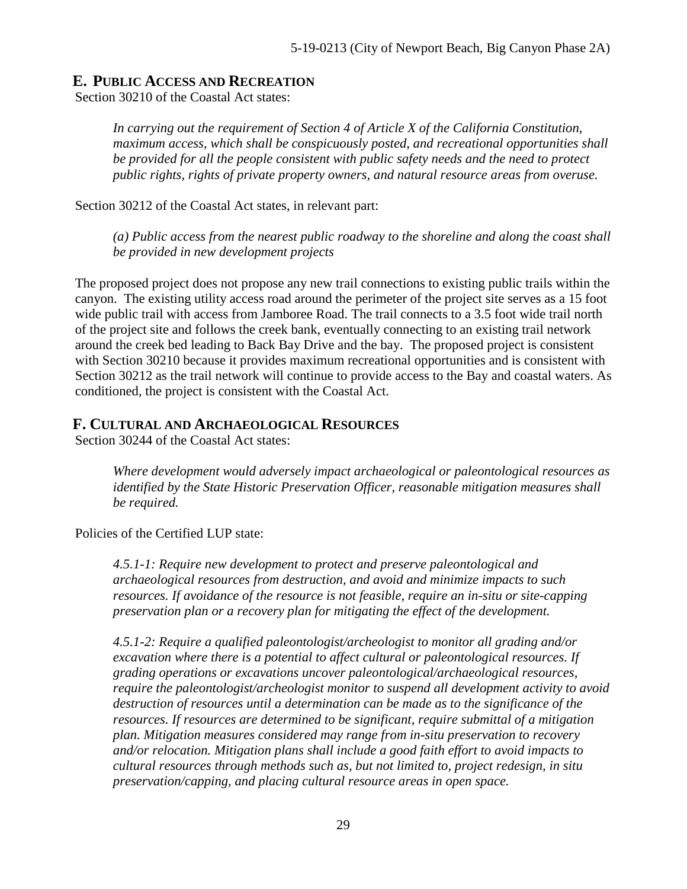## E. PUBLIC ACCESS AND RECREATION

Section 30210 of the Coastal Act states:

> *In carrying out the requirement of Section 4 of Article X of the California Constitution, maximum access, which shall be conspicuously posted, and recreational opportunities shall be provided for all the people consistent with public safety needs and the need to protect public rights, rights of private property owners, and natural resource areas from overuse.*

Section 30212 of the Coastal Act states, in relevant part:

> *(a) Public access from the nearest public roadway to the shoreline and along the coast shall be provided in new development projects*

The proposed project does not propose any new trail connections to existing public trails within the canyon. The existing utility access road around the perimeter of the project site serves as a 15 foot wide public trail with access from Jamboree Road. The trail connects to a 3.5 foot wide trail north of the project site and follows the creek bank, eventually connecting to an existing trail network around the creek bed leading to Back Bay Drive and the bay. The proposed project is consistent with Section 30210 because it provides maximum recreational opportunities and is consistent with Section 30212 as the trail network will continue to provide access to the Bay and coastal waters. As conditioned, the project is consistent with the Coastal Act.

## F. CULTURAL AND ARCHAEOLOGICAL RESOURCES

Section 30244 of the Coastal Act states:

> *Where development would adversely impact archaeological or paleontological resources as identified by the State Historic Preservation Officer, reasonable mitigation measures shall be required.*

Policies of the Certified LUP state:

> *4.5.1-1: Require new development to protect and preserve paleontological and archaeological resources from destruction, and avoid and minimize impacts to such resources. If avoidance of the resource is not feasible, require an in-situ or site-capping preservation plan or a recovery plan for mitigating the effect of the development.*
>
> *4.5.1-2: Require a qualified paleontologist/archeologist to monitor all grading and/or excavation where there is a potential to affect cultural or paleontological resources. If grading operations or excavations uncover paleontological/archaeological resources, require the paleontologist/archeologist monitor to suspend all development activity to avoid destruction of resources until a determination can be made as to the significance of the resources. If resources are determined to be significant, require submittal of a mitigation plan. Mitigation measures considered may range from in-situ preservation to recovery and/or relocation. Mitigation plans shall include a good faith effort to avoid impacts to cultural resources through methods such as, but not limited to, project redesign, in situ preservation/capping, and placing cultural resource areas in open space.*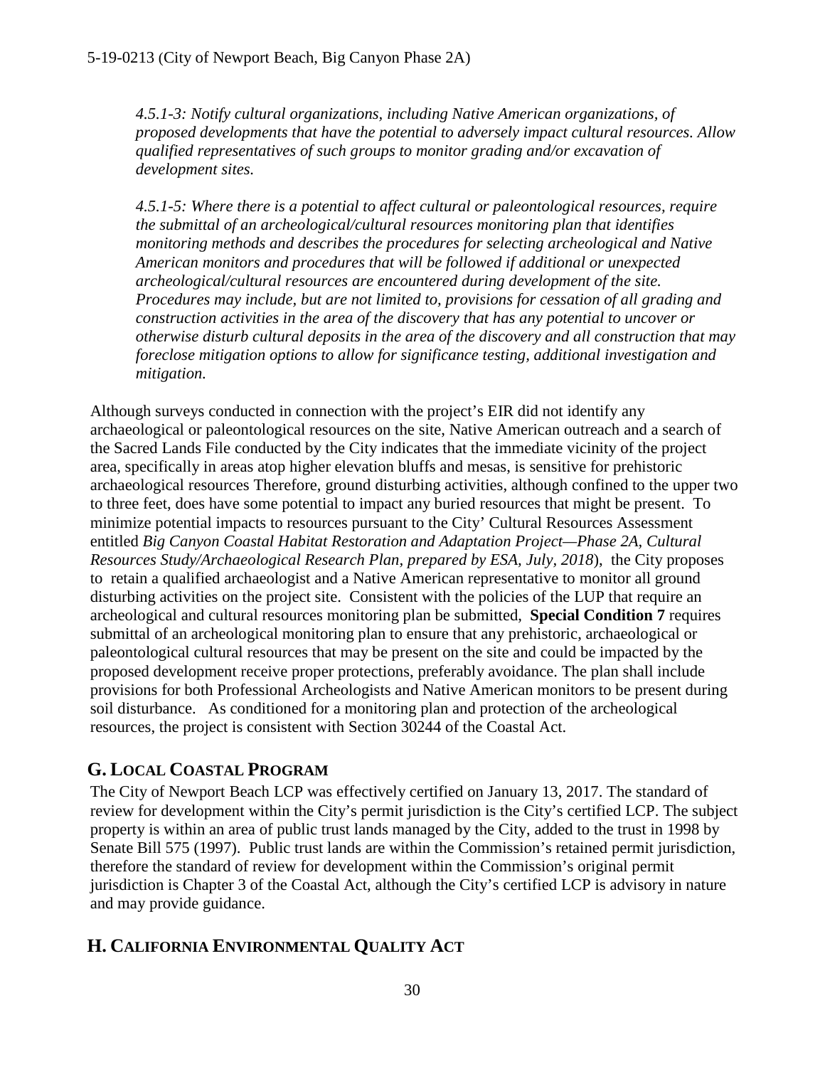*4.5.1-3: Notify cultural organizations, including Native American organizations, of proposed developments that have the potential to adversely impact cultural resources. Allow qualified representatives of such groups to monitor grading and/or excavation of development sites.*

*4.5.1-5: Where there is a potential to affect cultural or paleontological resources, require the submittal of an archeological/cultural resources monitoring plan that identifies monitoring methods and describes the procedures for selecting archeological and Native American monitors and procedures that will be followed if additional or unexpected archeological/cultural resources are encountered during development of the site. Procedures may include, but are not limited to, provisions for cessation of all grading and construction activities in the area of the discovery that has any potential to uncover or otherwise disturb cultural deposits in the area of the discovery and all construction that may foreclose mitigation options to allow for significance testing, additional investigation and mitigation.*

Although surveys conducted in connection with the project's EIR did not identify any archaeological or paleontological resources on the site, Native American outreach and a search of the Sacred Lands File conducted by the City indicates that the immediate vicinity of the project area, specifically in areas atop higher elevation bluffs and mesas, is sensitive for prehistoric archaeological resources Therefore, ground disturbing activities, although confined to the upper two to three feet, does have some potential to impact any buried resources that might be present. To minimize potential impacts to resources pursuant to the City' Cultural Resources Assessment entitled *Big Canyon Coastal Habitat Restoration and Adaptation Project—Phase 2A, Cultural Resources Study/Archaeological Research Plan, prepared by ESA, July, 2018*), the City proposes to retain a qualified archaeologist and a Native American representative to monitor all ground disturbing activities on the project site. Consistent with the policies of the LUP that require an archeological and cultural resources monitoring plan be submitted, **Special Condition 7** requires submittal of an archeological monitoring plan to ensure that any prehistoric, archaeological or paleontological cultural resources that may be present on the site and could be impacted by the proposed development receive proper protections, preferably avoidance. The plan shall include provisions for both Professional Archeologists and Native American monitors to be present during soil disturbance. As conditioned for a monitoring plan and protection of the archeological resources, the project is consistent with Section 30244 of the Coastal Act.

## G. Local Coastal Program

The City of Newport Beach LCP was effectively certified on January 13, 2017. The standard of review for development within the City's permit jurisdiction is the City's certified LCP. The subject property is within an area of public trust lands managed by the City, added to the trust in 1998 by Senate Bill 575 (1997). Public trust lands are within the Commission's retained permit jurisdiction, therefore the standard of review for development within the Commission's original permit jurisdiction is Chapter 3 of the Coastal Act, although the City's certified LCP is advisory in nature and may provide guidance.

## H. California Environmental Quality Act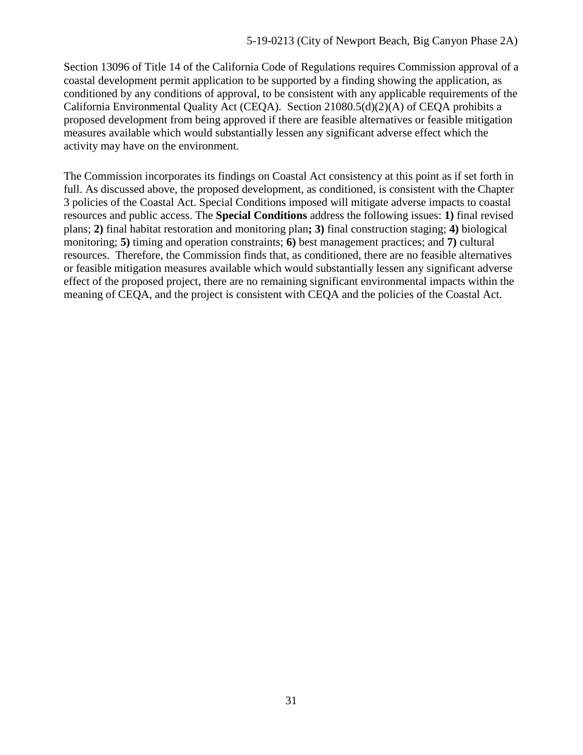Section 13096 of Title 14 of the California Code of Regulations requires Commission approval of a coastal development permit application to be supported by a finding showing the application, as conditioned by any conditions of approval, to be consistent with any applicable requirements of the California Environmental Quality Act (CEQA). Section 21080.5(d)(2)(A) of CEQA prohibits a proposed development from being approved if there are feasible alternatives or feasible mitigation measures available which would substantially lessen any significant adverse effect which the activity may have on the environment.

The Commission incorporates its findings on Coastal Act consistency at this point as if set forth in full. As discussed above, the proposed development, as conditioned, is consistent with the Chapter 3 policies of the Coastal Act. Special Conditions imposed will mitigate adverse impacts to coastal resources and public access. The **Special Conditions** address the following issues: **1)** final revised plans; **2)** final habitat restoration and monitoring plan**; 3)** final construction staging; **4)** biological monitoring; **5)** timing and operation constraints; **6)** best management practices; and **7)** cultural resources. Therefore, the Commission finds that, as conditioned, there are no feasible alternatives or feasible mitigation measures available which would substantially lessen any significant adverse effect of the proposed project, there are no remaining significant environmental impacts within the meaning of CEQA, and the project is consistent with CEQA and the policies of the Coastal Act.